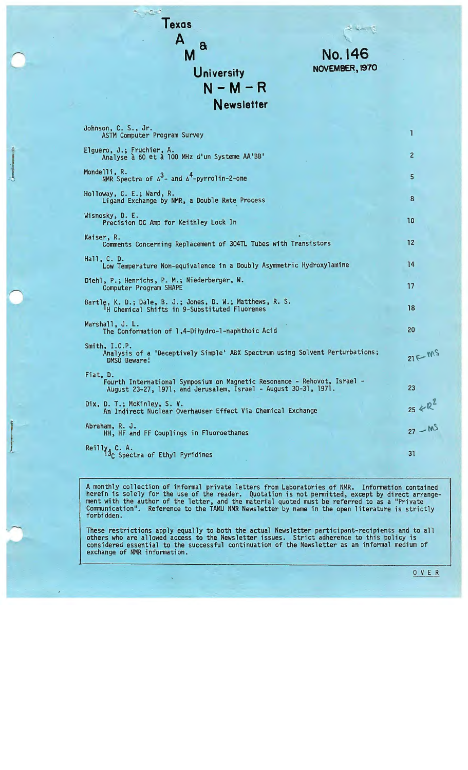# Texas A & M University N-M-R Newsletter

**No. 146**
**NOVEMBER, 1970**

| | |
|---|---|
| Johnson, C. S., Jr.<br>ASTM Computer Program Survey | 1 |
| Elguero, J.; Fruchier, A.<br>Analyse à 60 et à 100 MHz d'un Systeme AA'BB' | 2 |
| Mondelli, R.<br>NMR Spectra of $\Delta^3$- and $\Delta^4$-pyrrolin-2-one | 5 |
| Holloway, C. E.; Ward, R.<br>Ligand Exchange by NMR, a Double Rate Process | 8 |
| Wisnosky, D. E.<br>Precision DC Amp for Keithley Lock In | 10 |
| Kaiser, R.<br>Comments Concerning Replacement of 304TL Tubes with Transistors | 12 |
| Hall, C. D.<br>Low Temperature Non-equivalence in a Doubly Asymmetric Hydroxylamine | 14 |
| Diehl, P.; Henrichs, P. M.; Niederberger, W.<br>Computer Program SHAPE | 17 |
| Bartle, K. D.; Dale, B. J.; Jones, D. W.; Matthews, R. S.<br>$^1$H Chemical Shifts in 9-Substituted Fluorenes | 18 |
| Marshall, J. L.<br>The Conformation of 1,4-Dihydro-1-naphthoic Acid | 20 |
| Smith, I.C.P.<br>Analysis of a 'Deceptively Simple' ABX Spectrum using Solvent Perturbations; DMSO Beware! | 21 ← MS |
| Fiat, D.<br>Fourth International Symposium on Magnetic Resonance - Rehovot, Israel - August 23-27, 1971, and Jerusalem, Israel - August 30-31, 1971. | 23 |
| Dix, D. T.; McKinley, S. V.<br>An Indirect Nuclear Overhauser Effect Via Chemical Exchange | 25 ← R$^2$ |
| Abraham, R. J.<br>HH, HF and FF Couplings in Fluoroethanes | 27 — MS |
| Reilly, C. A.<br>$^{13}$C Spectra of Ethyl Pyridines | 31 |

A monthly collection of informal private letters from Laboratories of NMR. Information contained herein is solely for the use of the reader. Quotation is not permitted, except by direct arrangement with the author of the letter, and the material quoted must be referred to as a "Private Communication". Reference to the TAMU NMR Newsletter by name in the open literature is strictly forbidden.

These restrictions apply equally to both the actual Newsletter participant-recipients and to all others who are allowed access to the Newsletter issues. Strict adherence to this policy is considered essential to the successful continuation of the Newsletter as an informal medium of exchange of NMR information.

OVER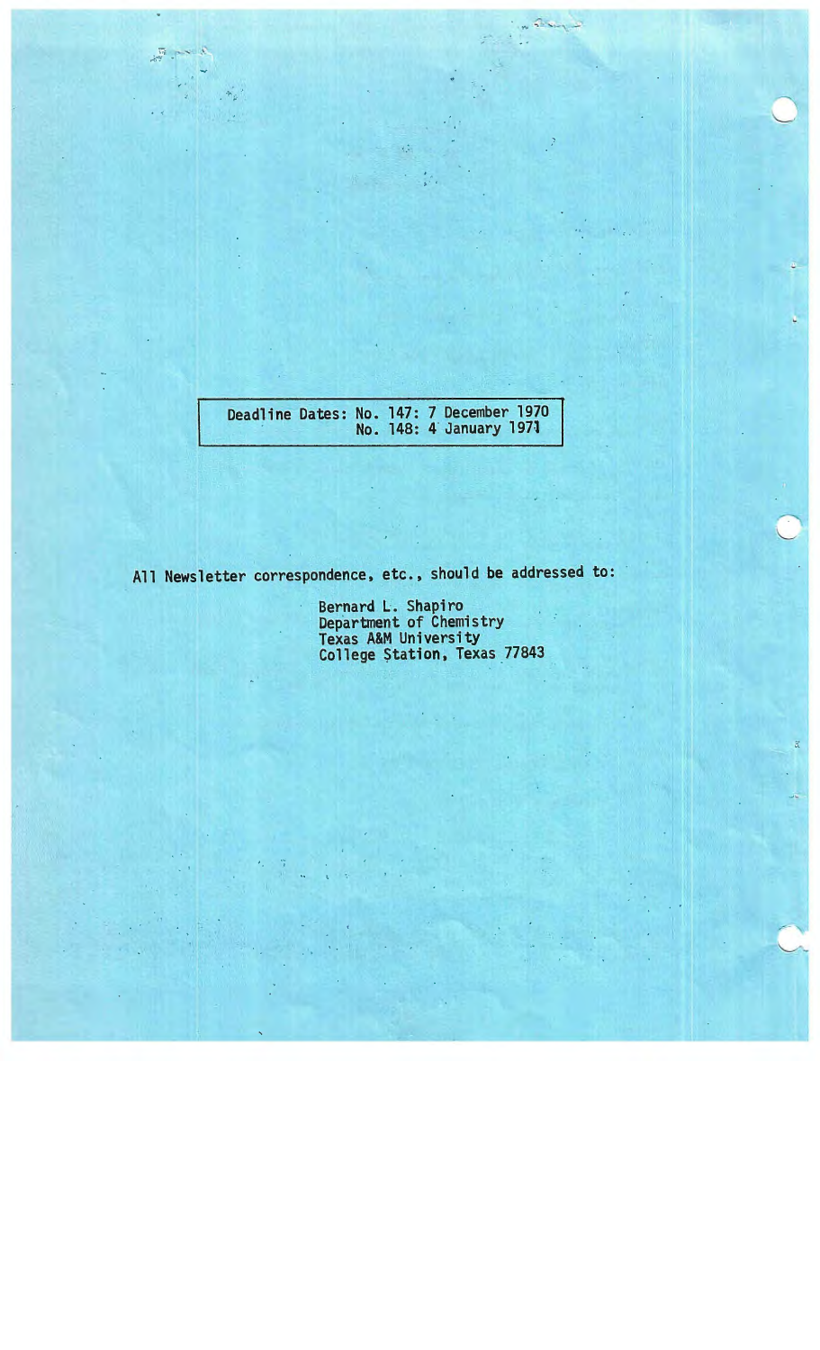| Deadline Dates: | No. 147: 7 December 1970 |
| --- | --- |
| | No. 148: 4 January 1971 |

All Newsletter correspondence, etc., should be addressed to:

Bernard L. Shapiro  
Department of Chemistry  
Texas A&M University  
College Station, Texas 77843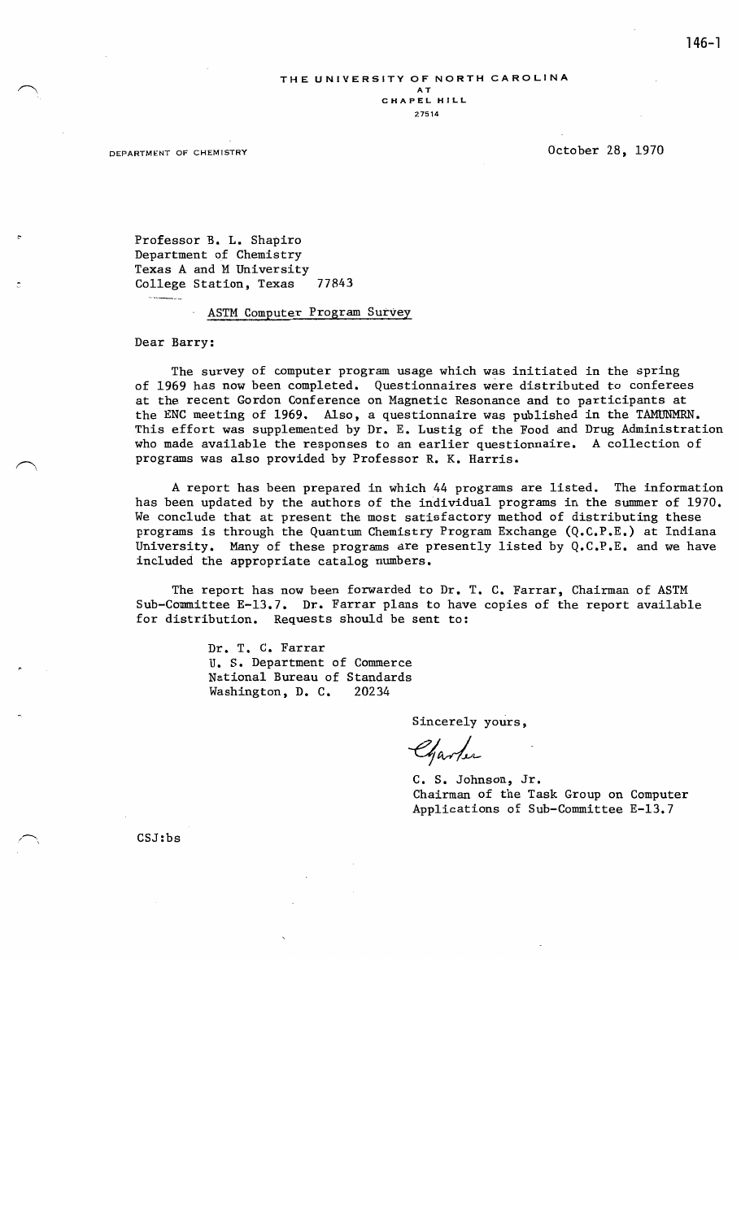THE UNIVERSITY OF NORTH CAROLINA
AT
CHAPEL HILL
27514

DEPARTMENT OF CHEMISTRY

October 28, 1970

Professor B. L. Shapiro
Department of Chemistry
Texas A and M University
College Station, Texas 77843

ASTM Computer Program Survey

Dear Barry:

The survey of computer program usage which was initiated in the spring of 1969 has now been completed. Questionnaires were distributed to conferees at the recent Gordon Conference on Magnetic Resonance and to participants at the ENC meeting of 1969. Also, a questionnaire was published in the TAMUNMRN. This effort was supplemented by Dr. E. Lustig of the Food and Drug Administration who made available the responses to an earlier questionnaire. A collection of programs was also provided by Professor R. K. Harris.

A report has been prepared in which 44 programs are listed. The information has been updated by the authors of the individual programs in the summer of 1970. We conclude that at present the most satisfactory method of distributing these programs is through the Quantum Chemistry Program Exchange (Q.C.P.E.) at Indiana University. Many of these programs are presently listed by Q.C.P.E. and we have included the appropriate catalog numbers.

The report has now been forwarded to Dr. T. C. Farrar, Chairman of ASTM Sub-Committee E-13.7. Dr. Farrar plans to have copies of the report available for distribution. Requests should be sent to:

> Dr. T. C. Farrar
> U. S. Department of Commerce
> National Bureau of Standards
> Washington, D. C. 20234

Sincerely yours,

Charles

C. S. Johnson, Jr.
Chairman of the Task Group on Computer Applications of Sub-Committee E-13.7

CSJ:bs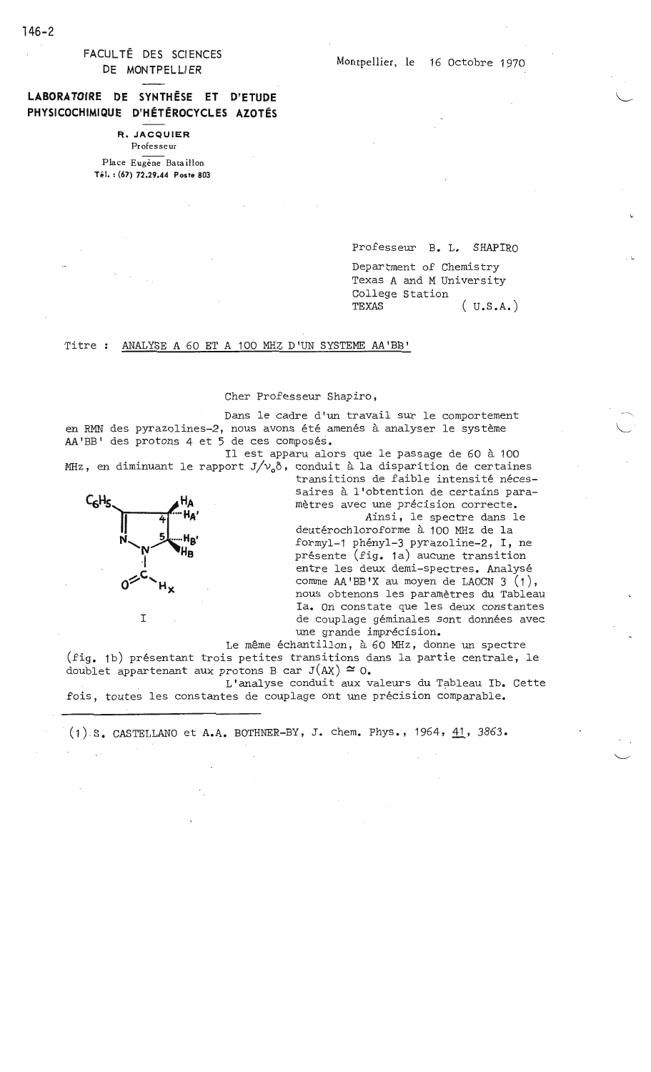FACULTÉ DES SCIENCES
DE MONTPELLIER

**LABORATOIRE DE SYNTHÈSE ET D'ETUDE PHYSICOCHIMIQUE D'HÉTÉROCYCLES AZOTÉS**

**R. JACQUIER**
Professeur

Place Eugène Bataillon
Tél. : (67) 72.29.44 Poste 803

Montpellier, le 16 Octobre 1970

Professeur B. L. SHAPIRO
Department of Chemistry
Texas A and M University
College Station
TEXAS ( U.S.A.)

Titre : ANALYSE A 60 ET A 100 MHZ D'UN SYSTEME AA'BB'

Cher Professeur Shapiro,

Dans le cadre d'un travail sur le comportement en RMN des pyrazolines-2, nous avons été amenés à analyser le système AA'BB' des protons 4 et 5 de ces composés.

Il est apparu alors que le passage de 60 à 100 MHz, en diminuant le rapport $J/\nu_0\delta$, conduit à la disparition de certaines transitions de faible intensité nécessaires à l'obtention de certains paramètres avec une précision correcte.

Ainsi, le spectre dans le deutérochloroforme à 100 MHz de la formyl-1 phényl-3 pyrazoline-2, I, ne présente (fig. 1a) aucune transition entre les deux demi-spectres. Analysé comme AA'BB'X au moyen de LAOCN 3 (1), nous obtenons les paramètres du Tableau Ia. On constate que les deux constantes de couplage géminales sont données avec une grande imprécision.

I

Le même échantillon, à 60 MHz, donne un spectre (fig. 1b) présentant trois petites transitions dans la partie centrale, le doublet appartenant aux protons B car $J(AX) \simeq 0$.

L'analyse conduit aux valeurs du Tableau Ib. Cette fois, toutes les constantes de couplage ont une précision comparable.

---

(1) S. CASTELLANO et A.A. BOTHNER-BY, J. chem. Phys., 1964, 41, 3863.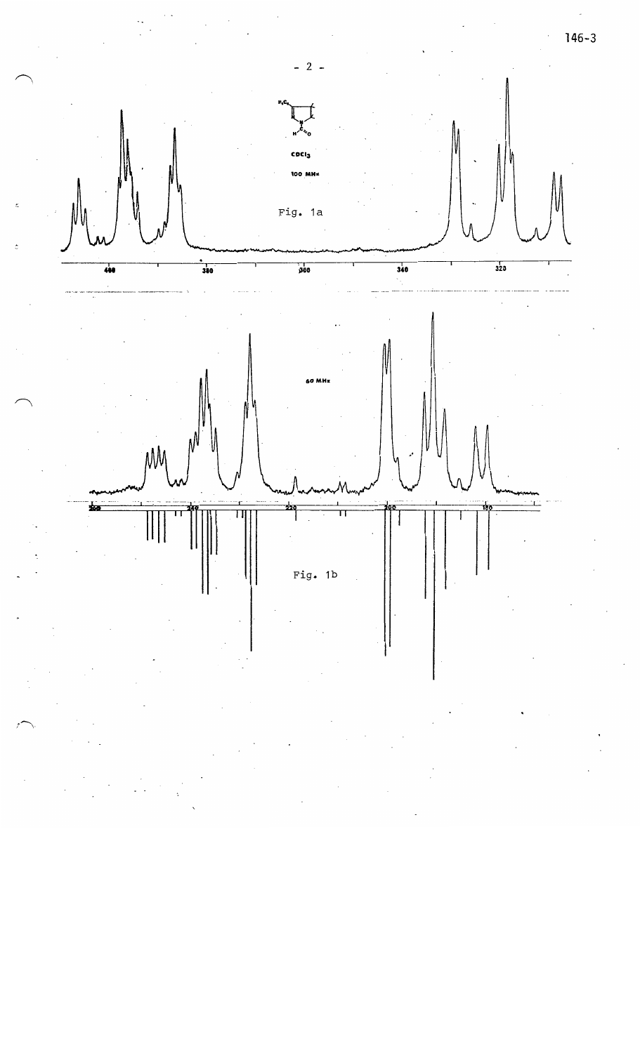Fig. 1a

Fig. 1b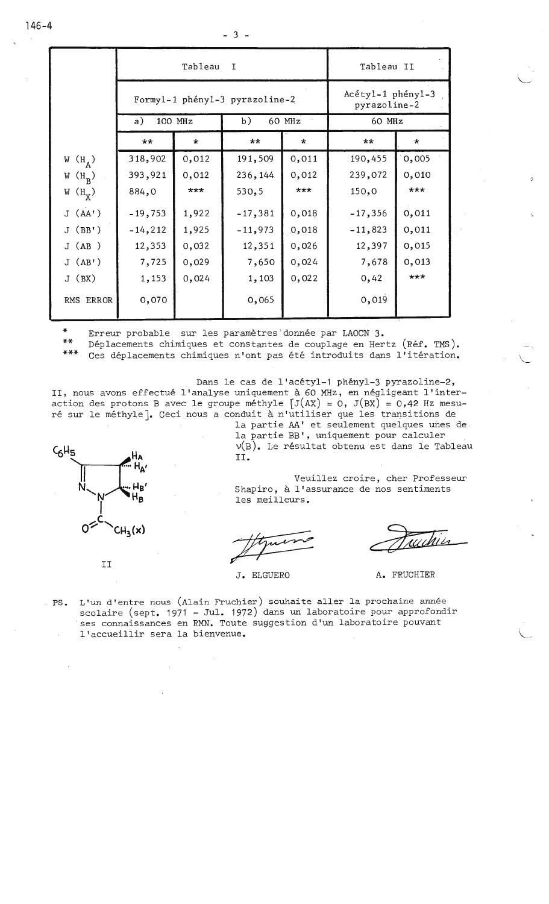| | Tableau I | | | | Tableau II | |
|---|---|---|---|---|---|---|
| | Formyl-1 phényl-3 pyrazoline-2 | | | | Acétyl-1 phényl-3 pyrazoline-2 | |
| | a) 100 MHz | | b) 60 MHz | | 60 MHz | |
| | ** | * | ** | * | ** | * |
| W ($H_A$) | 318,902 | 0,012 | 191,509 | 0,011 | 190,455 | 0,005 |
| W ($H_B$) | 393,921 | 0,012 | 236,144 | 0,012 | 239,072 | 0,010 |
| W ($H_X$) | 884,0 | *** | 530,5 | *** | 150,0 | *** |
| J (AA') | -19,753 | 1,922 | -17,381 | 0,018 | -17,356 | 0,011 |
| J (BB') | -14,212 | 1,925 | -11,973 | 0,018 | -11,823 | 0,011 |
| J (AB ) | 12,353 | 0,032 | 12,351 | 0,026 | 12,397 | 0,015 |
| J (AB') | 7,725 | 0,029 | 7,650 | 0,024 | 7,678 | 0,013 |
| J (BX) | 1,153 | 0,024 | 1,103 | 0,022 | 0,42 | *** |
| RMS ERROR | 0,070 | | 0,065 | | 0,019 | |

\* Erreur probable sur les paramètres donnée par LAOCN 3.
\** Déplacements chimiques et constantes de couplage en Hertz (Réf. TMS).
\*** Ces déplacements chimiques n'ont pas été introduits dans l'itération.

Dans le cas de l'acétyl-1 phényl-3 pyrazoline-2, II, nous avons effectué l'analyse uniquement à 60 MHz, en négligeant l'interaction des protons B avec le groupe méthyle [J(AX) = 0, J(BX) = 0,42 Hz mesuré sur le méthyle]. Ceci nous a conduit à n'utiliser que les transitions de la partie AA' et seulement quelques unes de la partie BB', uniquement pour calculer ν(B). Le résultat obtenu est dans le Tableau II.

$C_6H_5$, $H_A$, $H_{A'}$, $H_{B'}$, $H_B$, N, N, C, O, $CH_3$(x)

II

Veuillez croire, cher Professeur Shapiro, à l'assurance de nos sentiments les meilleurs.

J. ELGUERO

A. FRUCHIER

PS. L'un d'entre nous (Alain Fruchier) souhaite aller la prochaine année scolaire (sept. 1971 - Jul. 1972) dans un laboratoire pour approfondir ses connaissances en RMN. Toute suggestion d'un laboratoire pouvant l'accueillir sera la bienvenue.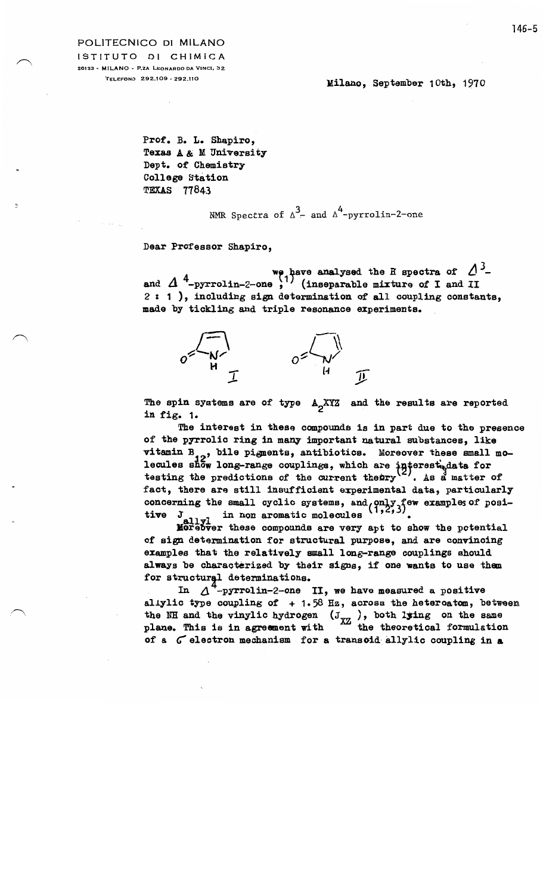POLITECNICO DI MILANO
ISTITUTO DI CHIMICA
20133 - MILANO - P.ZA LEONARDO DA VINCI, 32
TELEFONO 292.109 - 292.110

Milano, September 10th, 1970

Prof. B. L. Shapiro,
Texas A & M University
Dept. of Chemistry
College Station
TEXAS 77843

NMR Spectra of $\Delta^3$- and $\Delta^4$-pyrrolin-2-one

Dear Professor Shapiro,

we have analysed the H spectra of $\Delta^3$- and $\Delta^4$-pyrrolin-2-one [1] (inseparable mixture of I and II 2 : 1 ), including sign determination of all coupling constants, made by tickling and triple resonance experiments.

The spin systems are of type $A_2XYZ$ and the results are reported in fig. 1.

The interest in these compounds is in part due to the presence of the pyrrolic ring in many important natural substances, like vitamin $B_{12}$, bile pigments, antibiotics. Moreover these small molecules show long-range couplings, which are interesting data for testing the predictions of the current theory [2]. As a matter of fact, there are still insufficient experimental data, particularly concerning the small cyclic systems, and only few examples of positive $J_{allyl}$ in non aromatic molecules [1,2,3].

Moreover these compounds are very apt to show the potential of sign determination for structural purpose, and are convincing examples that the relatively small long-range couplings should always be characterized by their signs, if one wants to use them for structural determinations.

In $\Delta^4$-pyrrolin-2-one II, we have measured a positive allylic type coupling of + 1.58 Hz, across the heteroatom, between the NH and the vinylic hydrogen ($J_{XZ}$), both lying on the same plane. This is in agreement with the theoretical formulation of a $\sigma$ electron mechanism for a transoid allylic coupling in a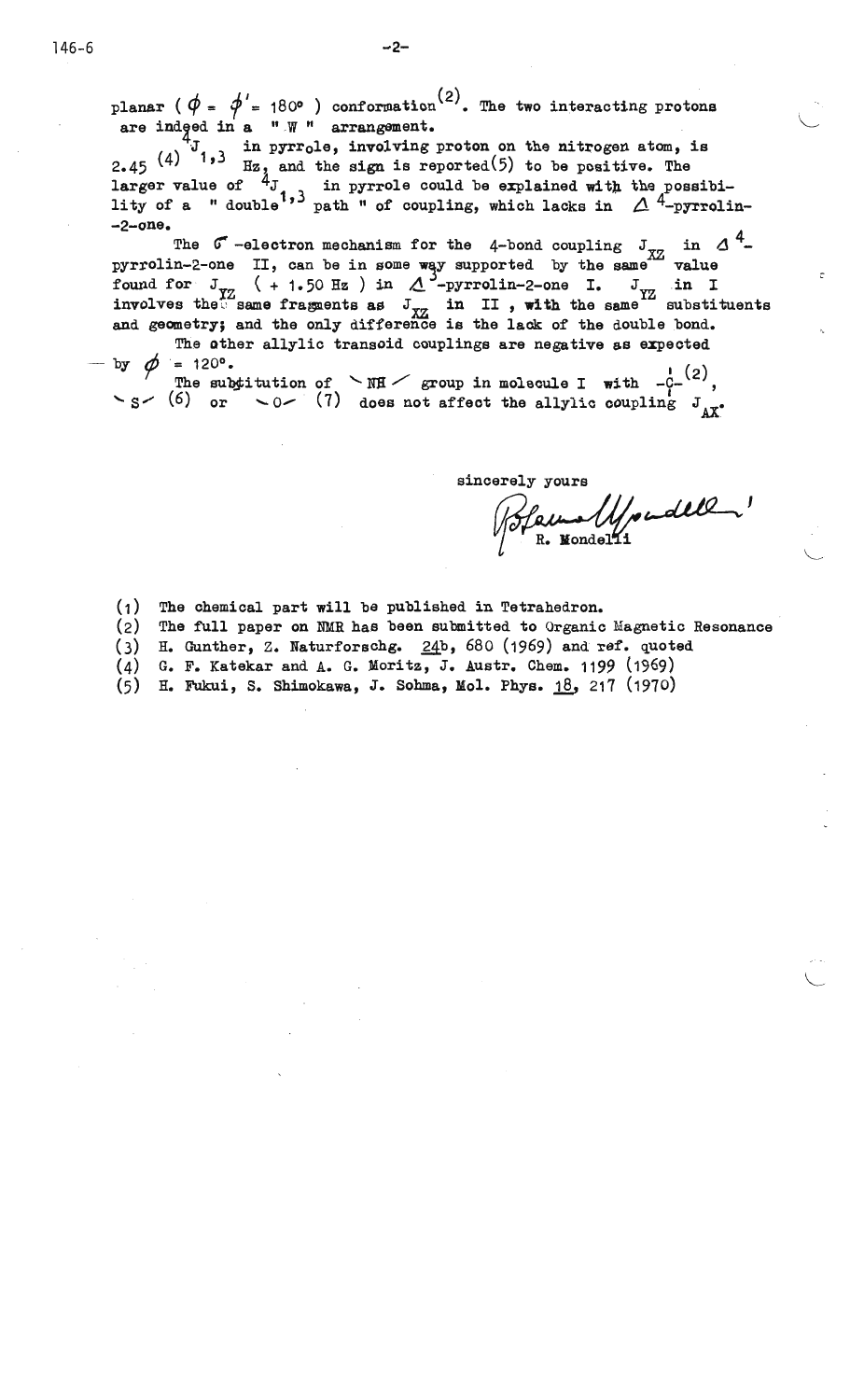planar ( $\phi = \phi' = 180°$ ) conformation[2]. The two interacting protons are indeed in a " W " arrangement.

$^4J_{1,3}$ in pyrrole, involving proton on the nitrogen atom, is 2.45 [4] Hz, and the sign is reported[5] to be positive. The larger value of $^4J_{1,3}$ in pyrrole could be explained with the possibility of a " double " path " of coupling, which lacks in $\Delta^4$-pyrrolin-2-one.

The $\sigma$-electron mechanism for the 4-bond coupling $J_{XZ}$ in $\Delta^4$-pyrrolin-2-one II, can be in some way supported by the same value found for $J_{YZ}$ ( + 1.50 Hz ) in $\Delta^3$-pyrrolin-2-one I. $J_{YZ}$ in I involves the same fragments as $J_{XZ}$ in II , with the same substituents and geometry; and the only difference is the lack of the double bond.

The other allylic transoid couplings are negative as expected by $\phi = 120°$.

The substitution of ⟍NH⟋ group in molecule I with $-\overset{|}{\underset{|}{C}}-$ [2], ⟍S⟋ [6] or ⟍O⟋ [7] does not affect the allylic coupling $J_{AX}$.

sincerely yours

R. Mondelli

(1) The chemical part will be published in Tetrahedron.
(2) The full paper on NMR has been submitted to Organic Magnetic Resonance
(3) H. Gunther, Z. Naturforschg. 24b, 680 (1969) and ref. quoted
(4) G. F. Katekar and A. G. Moritz, J. Austr. Chem. 1199 (1969)
(5) H. Fukui, S. Shimokawa, J. Sohma, Mol. Phys. 18, 217 (1970)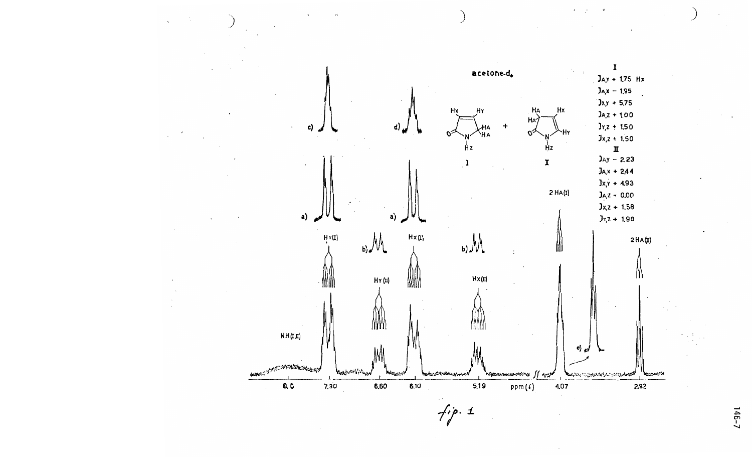acetone-$d_6$

**I**

$J_{A,Y}$ + 1.75 Hz
$J_{A,X}$ − 1.95
$J_{X,Y}$ + 5.75
$J_{A,Z}$ + 1.00
$J_{Y,Z}$ + 1.50
$J_{X,Z}$ + 1.50

**II**

$J_{A,Y}$ − 2.23
$J_{A,X}$ + 2.44
$J_{X,Y}$ + 4.93
$J_{A,Z}$ ~ 0.00
$J_{X,Z}$ + 1.58
$J_{Y,Z}$ + 1.98

fig. 1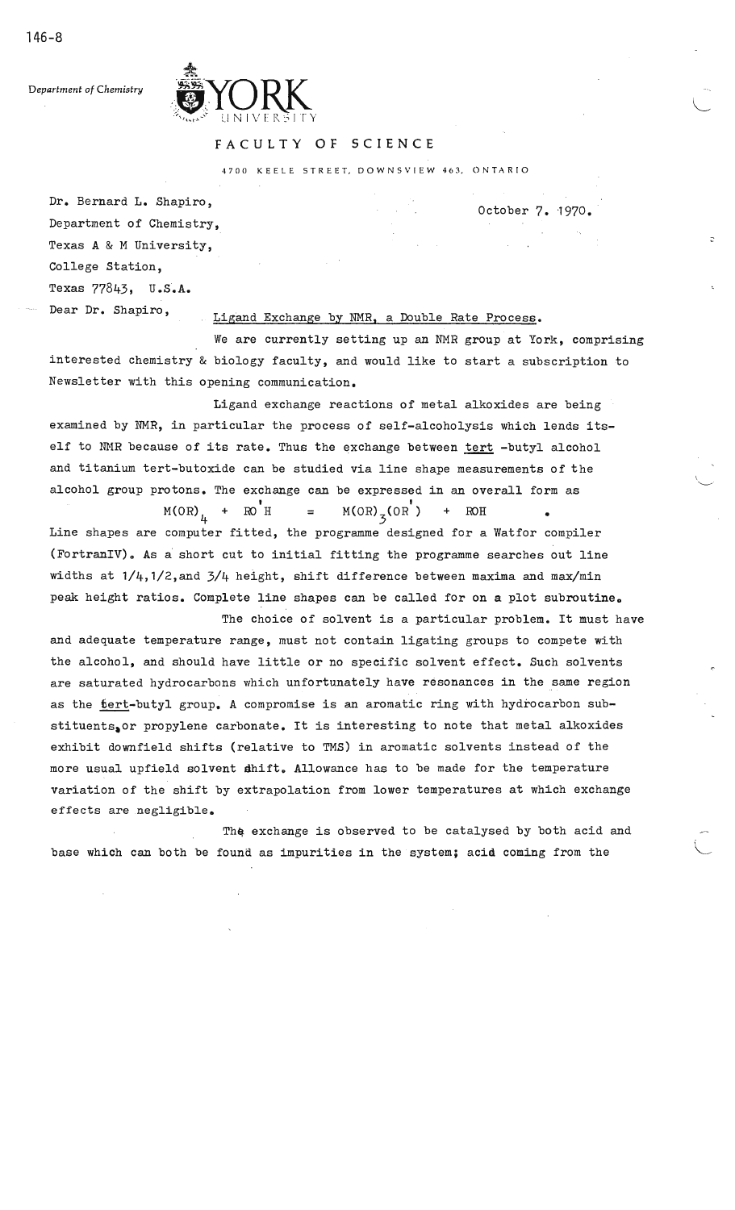Department of Chemistry

YORK UNIVERSITY

FACULTY OF SCIENCE

4700 KEELE STREET, DOWNSVIEW 463, ONTARIO

Dr. Bernard L. Shapiro,
Department of Chemistry,
Texas A & M University,
College Station,
Texas 77843, U.S.A.

October 7. 1970.

Dear Dr. Shapiro,

Ligand Exchange by NMR, a Double Rate Process.

We are currently setting up an NMR group at York, comprising interested chemistry & biology faculty, and would like to start a subscription to Newsletter with this opening communication.

Ligand exchange reactions of metal alkoxides are being examined by NMR, in particular the process of self-alcoholysis which lends itself to NMR because of its rate. Thus the exchange between tert -butyl alcohol and titanium tert-butoxide can be studied via line shape measurements of the alcohol group protons. The exchange can be expressed in an overall form as

$$M(OR)_4 + R'OH = M(OR)_3(OR') + ROH$$

Line shapes are computer fitted, the programme designed for a Watfor compiler (FortranIV). As a short cut to initial fitting the programme searches out line widths at 1/4, 1/2, and 3/4 height, shift difference between maxima and max/min peak height ratios. Complete line shapes can be called for on a plot subroutine.

The choice of solvent is a particular problem. It must have and adequate temperature range, must not contain ligating groups to compete with the alcohol, and should have little or no specific solvent effect. Such solvents are saturated hydrocarbons which unfortunately have resonances in the same region as the tert-butyl group. A compromise is an aromatic ring with hydrocarbon substituents, or propylene carbonate. It is interesting to note that metal alkoxides exhibit downfield shifts (relative to TMS) in aromatic solvents instead of the more usual upfield solvent shift. Allowance has to be made for the temperature variation of the shift by extrapolation from lower temperatures at which exchange effects are negligible.

The exchange is observed to be catalysed by both acid and base which can both be found as impurities in the system; acid coming from the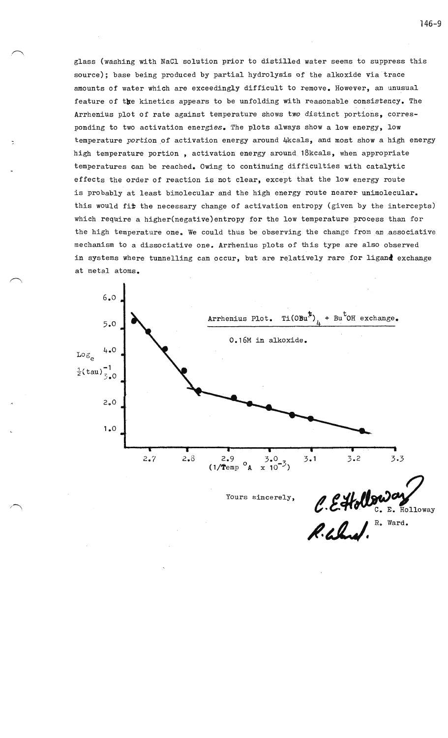glass (washing with NaCl solution prior to distilled water seems to suppress this source); base being produced by partial hydrolysis of the alkoxide via trace amounts of water which are exceedingly difficult to remove. However, an unusual feature of the kinetics appears to be unfolding with reasonable consistency. The Arrhenius plot of rate against temperature shows two distinct portions, corresponding to two activation energies. The plots always show a low energy, low temperature portion of activation energy around 4kcals, and most show a high energy high temperature portion, activation energy around 18kcals, when appropriate temperatures can be reached. Owing to continuing difficulties with catalytic effects the order of reaction is not clear, except that the low energy route is probably at least bimolecular and the high energy route nearer unimolecular. this would fit the necessary change of activation entropy (given by the intercepts) which require a higher(negative)entropy for the low temperature process than for the high temperature one. We could thus be observing the change from an associative mechanism to a dissociative one. Arrhenius plots of this type are also observed in systems where tunnelling can occur, but are relatively rare for ligand exchange at metal atoms.

Arrhenius Plot. $Ti(OBu^t)_4$ + $Bu^tOH$ exchange.

0.16M in alkoxide.

(y-axis: $\log_e \frac{1}{2}(\tau)^{-1}$; x-axis: $(1/\text{Temp } ^\circ A \times 10^{-3})$)

Yours sincerely,

C. E. Holloway

R. Ward.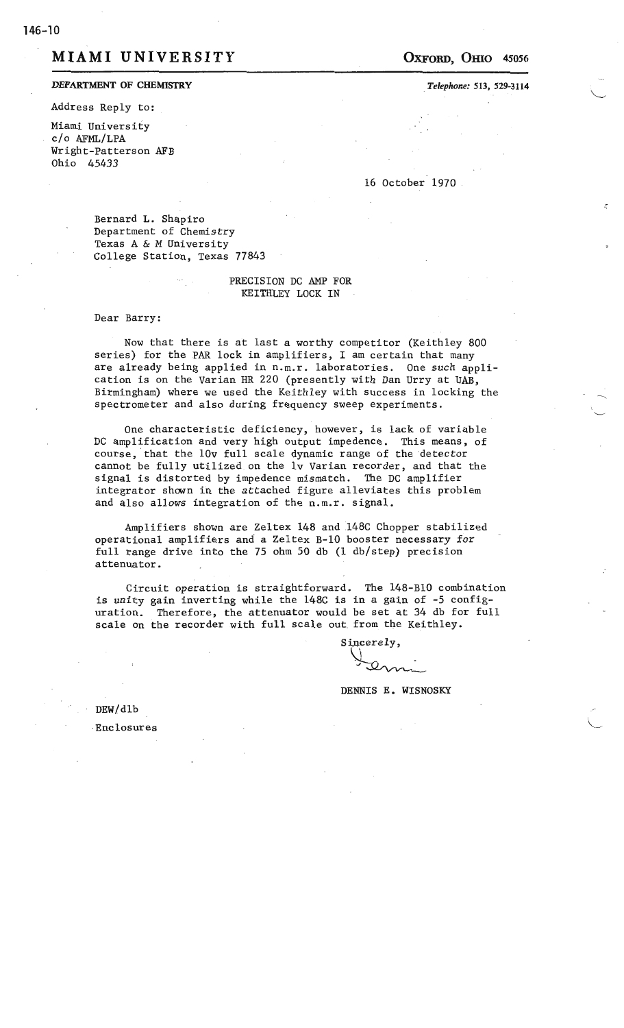146-10

# MIAMI UNIVERSITY

**OXFORD, OHIO 45056**

**DEPARTMENT OF CHEMISTRY**

*Telephone:* 513, 529-3114

Address Reply to:

Miami University
c/o AFML/LPA
Wright-Patterson AFB
Ohio 45433

16 October 1970

Bernard L. Shapiro
Department of Chemistry
Texas A & M University
College Station, Texas 77843

PRECISION DC AMP FOR
KEITHLEY LOCK IN

Dear Barry:

Now that there is at last a worthy competitor (Keithley 800 series) for the PAR lock in amplifiers, I am certain that many are already being applied in n.m.r. laboratories. One such application is on the Varian HR 220 (presently with Dan Urry at UAB, Birmingham) where we used the Keithley with success in locking the spectrometer and also during frequency sweep experiments.

One characteristic deficiency, however, is lack of variable DC amplification and very high output impedence. This means, of course, that the 10v full scale dynamic range of the detector cannot be fully utilized on the 1v Varian recorder, and that the signal is distorted by impedence mismatch. The DC amplifier integrator shown in the attached figure alleviates this problem and also allows integration of the n.m.r. signal.

Amplifiers shown are Zeltex 148 and 148C Chopper stabilized operational amplifiers and a Zeltex B-10 booster necessary for full range drive into the 75 ohm 50 db (1 db/step) precision attenuator.

Circuit operation is straightforward. The 148-B10 combination is unity gain inverting while the 148C is in a gain of -5 configuration. Therefore, the attenuator would be set at 34 db for full scale on the recorder with full scale out from the Keithley.

Sincerely,

DENNIS E. WISNOSKY

DEW/dlb

Enclosures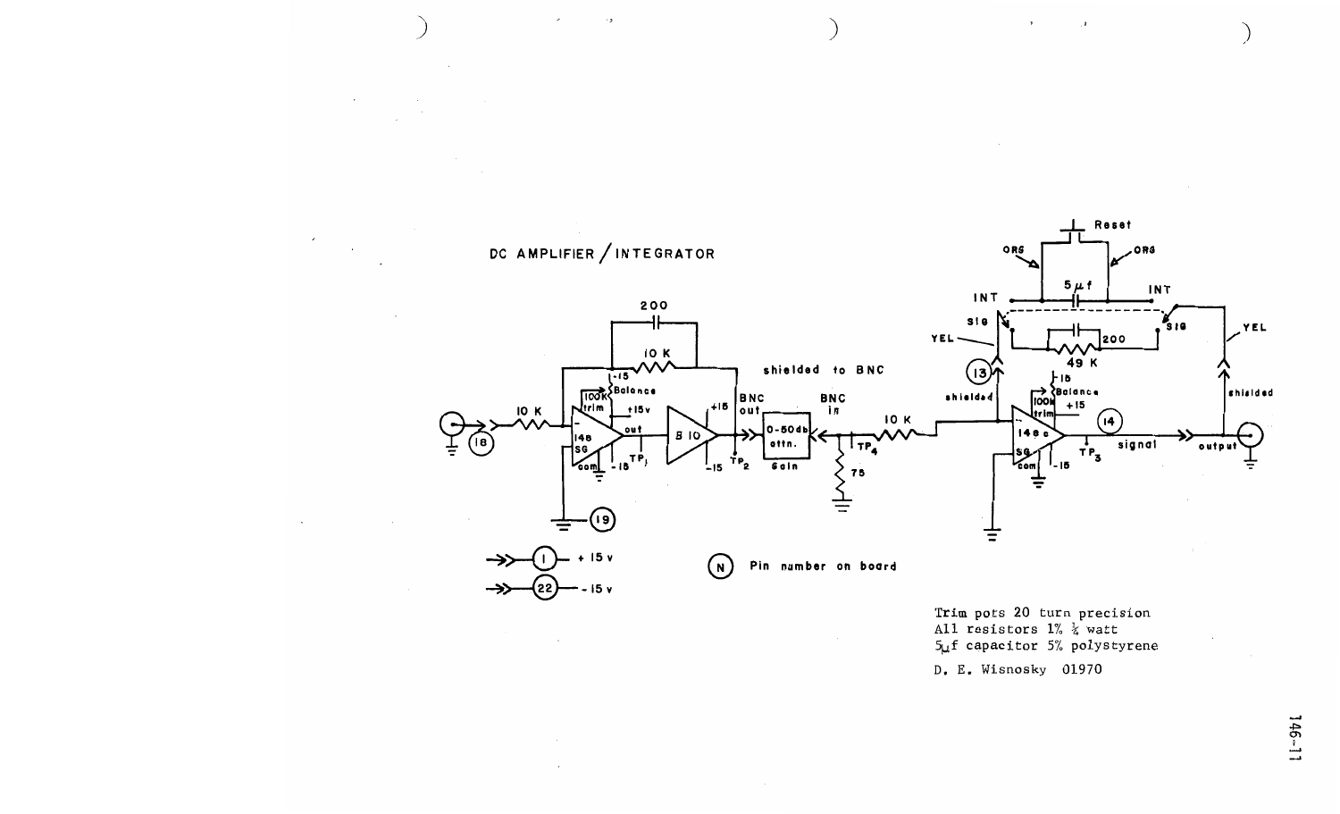DC AMPLIFIER / INTEGRATOR

Trim pots 20 turn precision
All resistors 1% ¼ watt
5μf capacitor 5% polystyrene

D. E. Wisnosky 01970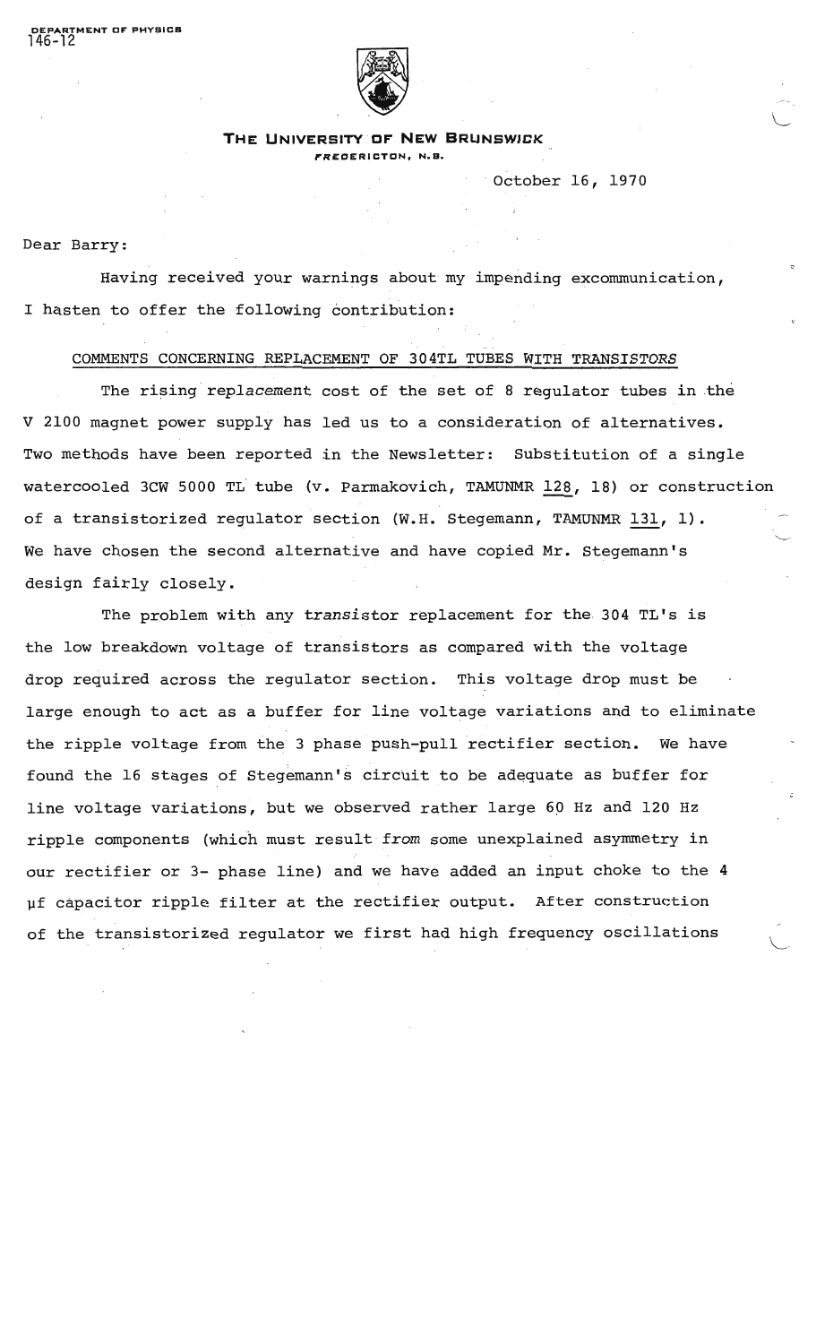DEPARTMENT OF PHYSICS
146-12

THE UNIVERSITY OF NEW BRUNSWICK
FREDERICTON, N.B.

October 16, 1970

Dear Barry:

Having received your warnings about my impending excommunication, I hasten to offer the following contribution:

COMMENTS CONCERNING REPLACEMENT OF 304TL TUBES WITH TRANSISTORS

The rising replacement cost of the set of 8 regulator tubes in the V 2100 magnet power supply has led us to a consideration of alternatives. Two methods have been reported in the Newsletter: Substitution of a single watercooled 3CW 5000 TL tube (v. Parmakovich, TAMUNMR 128, 18) or construction of a transistorized regulator section (W.H. Stegemann, TAMUNMR 131, 1). We have chosen the second alternative and have copied Mr. Stegemann's design fairly closely.

The problem with any transistor replacement for the 304 TL's is the low breakdown voltage of transistors as compared with the voltage drop required across the regulator section. This voltage drop must be large enough to act as a buffer for line voltage variations and to eliminate the ripple voltage from the 3 phase push-pull rectifier section. We have found the 16 stages of Stegemann's circuit to be adequate as buffer for line voltage variations, but we observed rather large 60 Hz and 120 Hz ripple components (which must result from some unexplained asymmetry in our rectifier or 3- phase line) and we have added an input choke to the 4 μf capacitor ripple filter at the rectifier output. After construction of the transistorized regulator we first had high frequency oscillations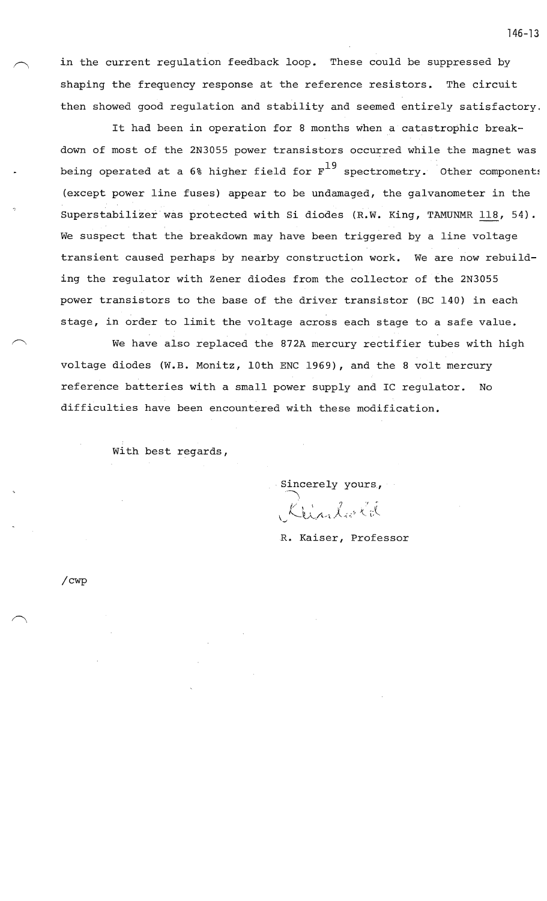in the current regulation feedback loop. These could be suppressed by shaping the frequency response at the reference resistors. The circuit then showed good regulation and stability and seemed entirely satisfactory.

It had been in operation for 8 months when a catastrophic breakdown of most of the 2N3055 power transistors occurred while the magnet was being operated at a 6% higher field for $F^{19}$ spectrometry. Other components (except power line fuses) appear to be undamaged, the galvanometer in the Superstabilizer was protected with Si diodes (R.W. King, TAMUNMR 118, 54). We suspect that the breakdown may have been triggered by a line voltage transient caused perhaps by nearby construction work. We are now rebuilding the regulator with Zener diodes from the collector of the 2N3055 power transistors to the base of the driver transistor (BC 140) in each stage, in order to limit the voltage across each stage to a safe value.

We have also replaced the 872A mercury rectifier tubes with high voltage diodes (W.B. Monitz, 10th ENC 1969), and the 8 volt mercury reference batteries with a small power supply and IC regulator. No difficulties have been encountered with these modification.

With best regards,

Sincerely yours,

R. Kaiser, Professor

/cwp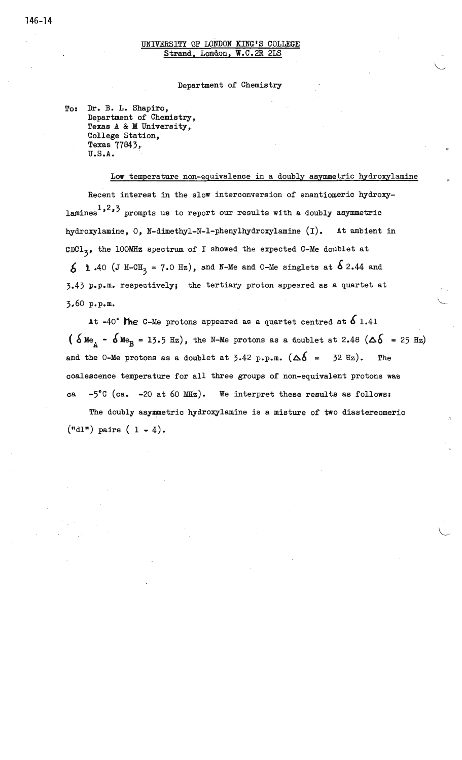UNIVERSITY OF LONDON KING'S COLLEGE
Strand, London, W.C.2R 2LS

Department of Chemistry

To: Dr. B. L. Shapiro,
Department of Chemistry,
Texas A & M University,
College Station,
Texas 77843,
U.S.A.

Low temperature non-equivalence in a doubly asymmetric hydroxylamine

Recent interest in the slow interconversion of enantiomeric hydroxylamines[1,2,3] prompts us to report our results with a doubly asymmetric hydroxylamine, O, N-dimethyl-N-1-phenylhydroxylamine (I). At ambient in $CDCl_3$, the 100MHz spectrum of I showed the expected C-Me doublet at $\delta$ 1.40 ($J$ H-$CH_3$ = 7.0 Hz), and N-Me and O-Me singlets at $\delta$ 2.44 and 3.43 p.p.m. respectively; the tertiary proton appeared as a quartet at 3.60 p.p.m.

At -40° the C-Me protons appeared as a quartet centred at $\delta$ 1.41 ($\delta Me_A$ - $\delta Me_B$ = 13.5 Hz), the N-Me protons as a doublet at 2.48 ($\Delta\delta$ = 25 Hz) and the O-Me protons as a doublet at 3.42 p.p.m. ($\Delta\delta$ = 32 Hz). The coalescence temperature for all three groups of non-equivalent protons was ca -5°C (ca. -20 at 60 MHz). We interpret these results as follows:

The doubly asymmetric hydroxylamine is a misture of two diastereomeric ("dl") pairs ( 1 - 4).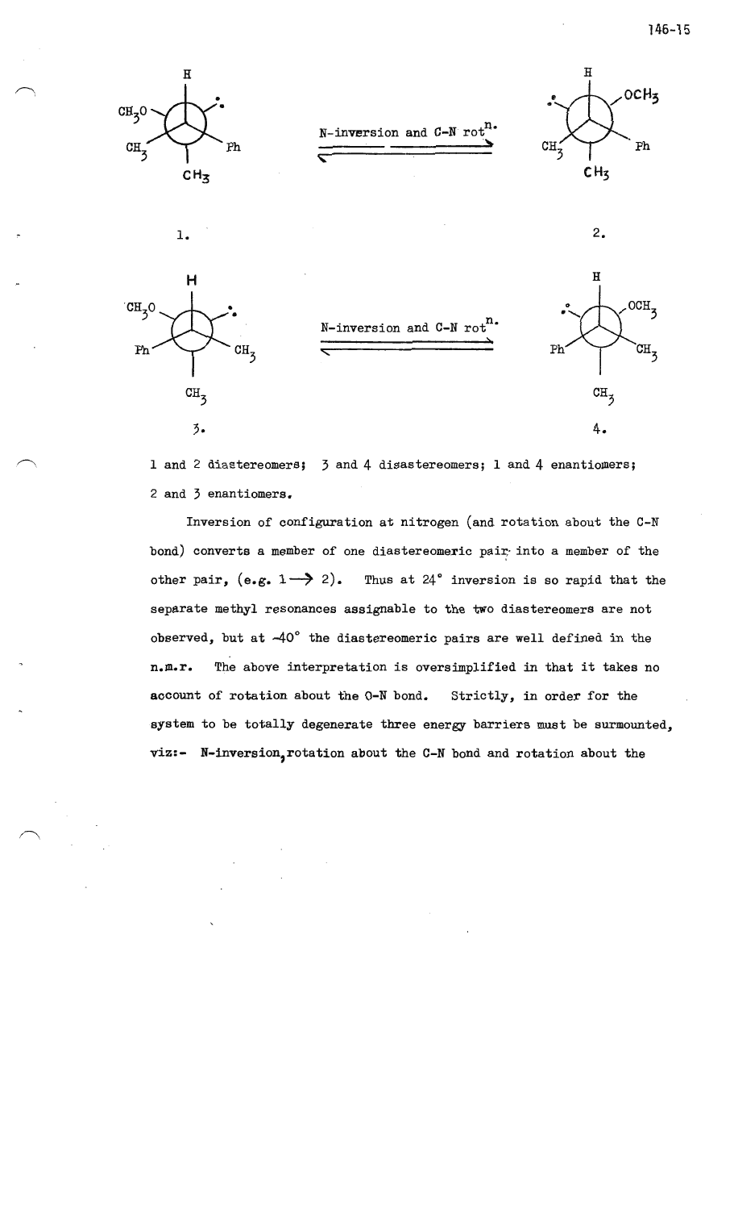1 and 2 diastereomers; 3 and 4 diastereomers; 1 and 4 enantiomers; 2 and 3 enantiomers.

Inversion of configuration at nitrogen (and rotation about the C-N bond) converts a member of one diastereomeric pair into a member of the other pair, (e.g. 1 ⟶ 2). Thus at 24° inversion is so rapid that the separate methyl resonances assignable to the two diastereomers are not observed, but at -40° the diastereomeric pairs are well defined in the n.m.r. The above interpretation is oversimplified in that it takes no account of rotation about the O-N bond. Strictly, in order for the system to be totally degenerate three energy barriers must be surmounted, viz:- N-inversion, rotation about the C-N bond and rotation about the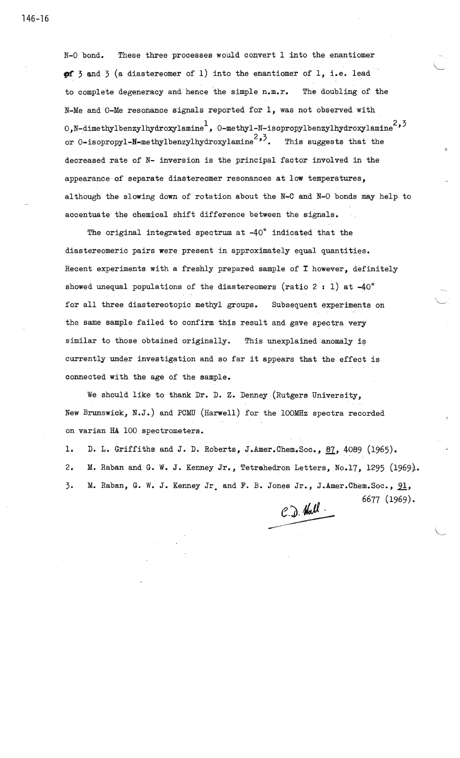N-O bond. These three processes would convert 1 into the enantiomer of 3 and 3 (a diastereomer of 1) into the enantiomer of 1, i.e. lead to complete degeneracy and hence the simple n.m.r. The doubling of the N-Me and O-Me resonance signals reported for 1, was not observed with O,N-dimethylbenzylhydroxylamine[1], O-methyl-N-isopropylbenzylhydroxylamine[2,3] or O-isopropyl-N-methylbenzylhydroxylamine[2,3]. This suggests that the decreased rate of N- inversion is the principal factor involved in the appearance of separate diastereomer resonances at low temperatures, although the slowing down of rotation about the N-C and N-O bonds may help to accentuate the chemical shift difference between the signals.

The original integrated spectrum at -40° indicated that the diastereomeric pairs were present in approximately equal quantities. Recent experiments with a freshly prepared sample of I however, definitely showed unequal populations of the diastereomers (ratio 2 : 1) at -40° for all three diastereotopic methyl groups. Subsequent experiments on the same sample failed to confirm this result and gave spectra very similar to those obtained originally. This unexplained anomaly is currently under investigation and so far it appears that the effect is connected with the age of the sample.

We should like to thank Dr. D. Z. Denney (Rutgers University, New Brunswick, N.J.) and PCMU (Harwell) for the 100MHz spectra recorded on varian HA 100 spectrometers.

1. D. L. Griffiths and J. D. Roberts, J.Amer.Chem.Soc., 87, 4089 (1965).
2. M. Raban and G. W. J. Kenney Jr., Tetrahedron Letters, No.17, 1295 (1969).
3. M. Raban, G. W. J. Kenney Jr. and F. B. Jones Jr., J.Amer.Chem.Soc., 91, 6677 (1969).

C. D. Hall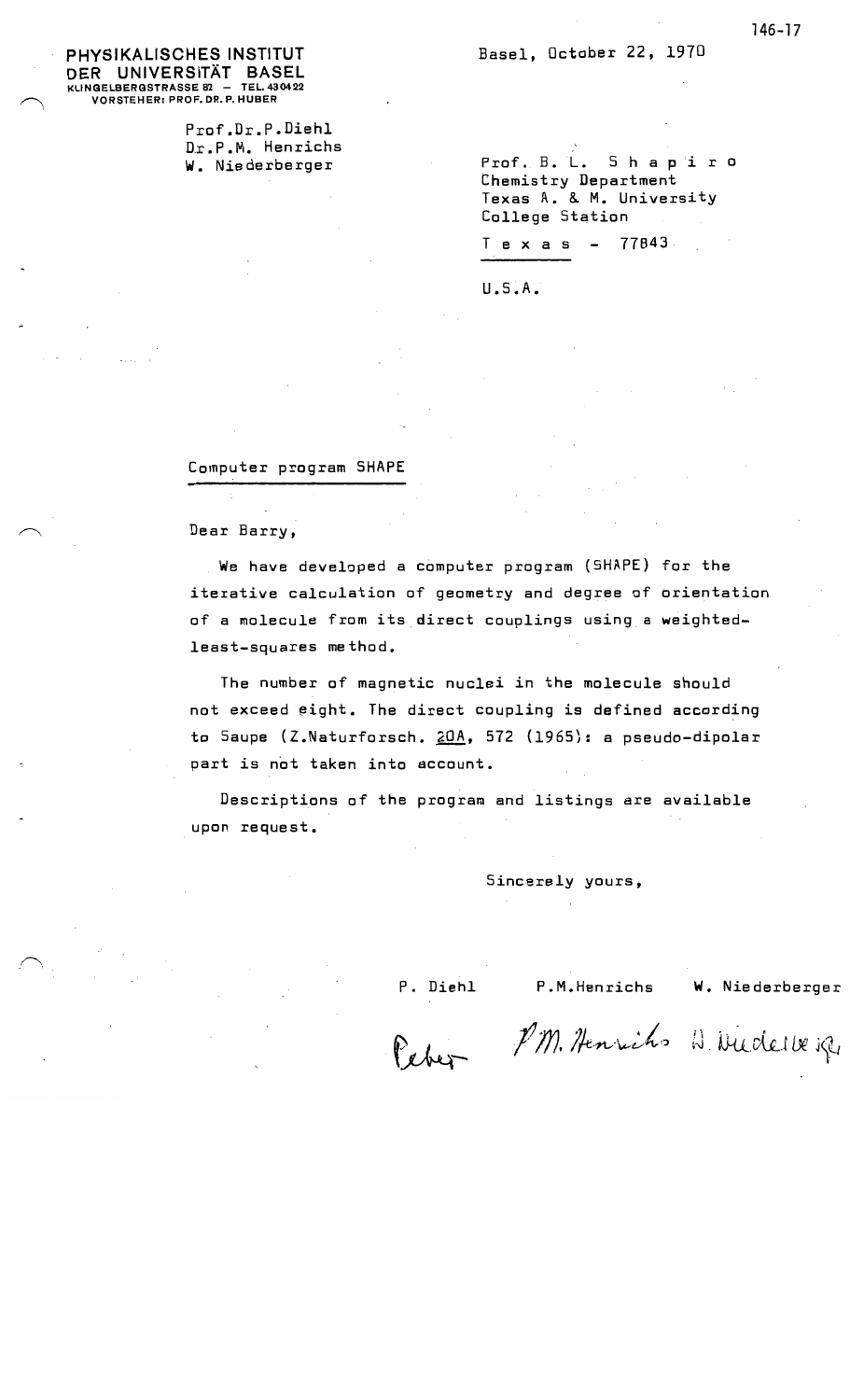PHYSIKALISCHES INSTITUT
DER UNIVERSITÄT BASEL
KLINGELBERGSTRASSE 82 – TEL. 430422
VORSTEHER: PROF. DR. P. HUBER

Prof.Dr.P.Diehl
Dr.P.M. Henrichs
W. Niederberger

Basel, October 22, 1970

Prof. B. L. Shapiro
Chemistry Department
Texas A. & M. University
College Station
Texas – 77843

U.S.A.

Computer program SHAPE

Dear Barry,

We have developed a computer program (SHAPE) for the iterative calculation of geometry and degree of orientation of a molecule from its direct couplings using a weighted-least-squares method.

The number of magnetic nuclei in the molecule should not exceed eight. The direct coupling is defined according to Saupe (Z.Naturforsch. 20A, 572 (1965): a pseudo-dipolar part is not taken into account.

Descriptions of the program and listings are available upon request.

Sincerely yours,

P. Diehl P.M.Henrichs W. Niederberger

Peter P.M. Henrichs W. Niederberger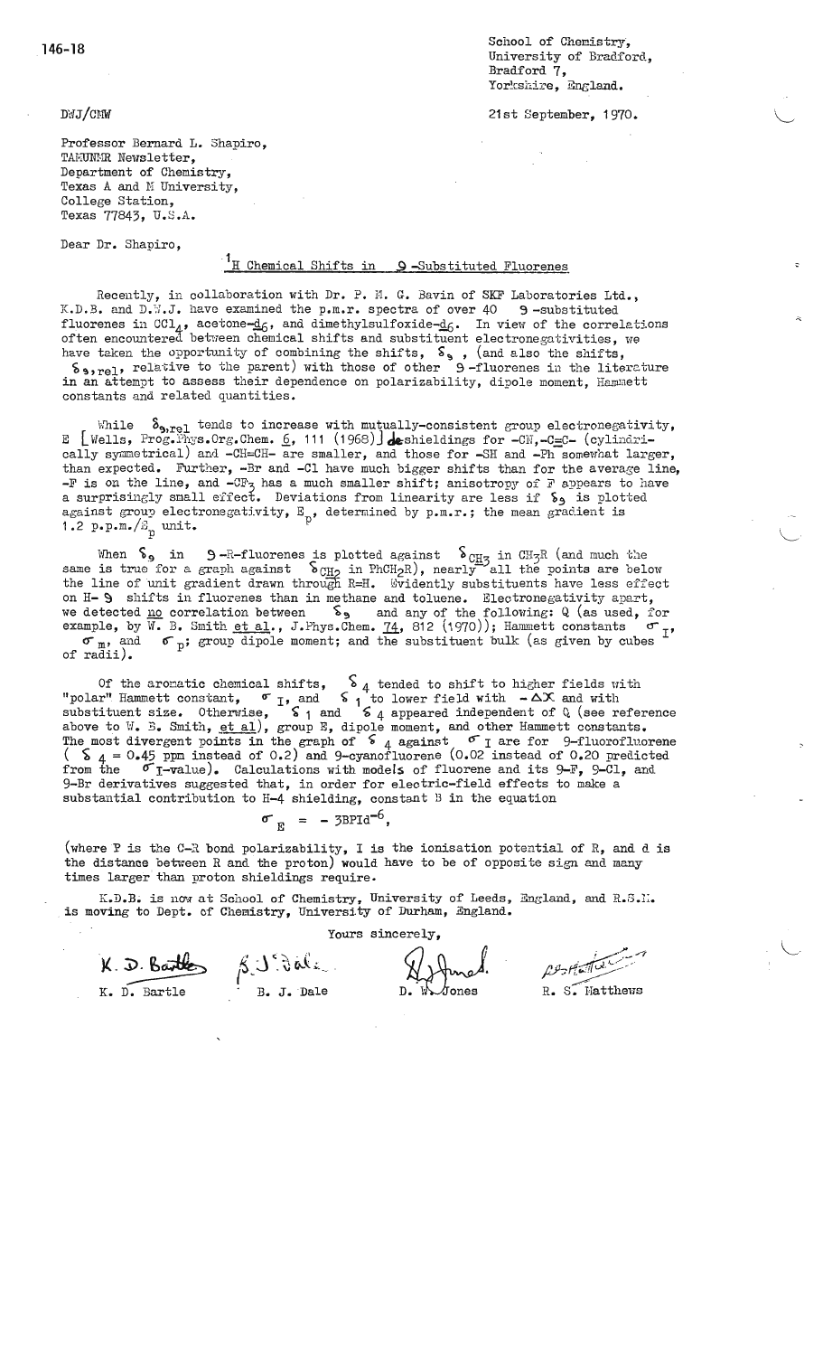146-18

School of Chemistry,
University of Bradford,
Bradford 7,
Yorkshire, England.

DWJ/CMW

21st September, 1970.

Professor Bernard L. Shapiro,
TAMUNMR Newsletter,
Department of Chemistry,
Texas A and M University,
College Station,
Texas 77843, U.S.A.

Dear Dr. Shapiro,

## $^1$H Chemical Shifts in 9-Substituted Fluorenes

Recently, in collaboration with Dr. P. M. G. Bavin of SKF Laboratories Ltd., K.D.B. and D.W.J. have examined the p.m.r. spectra of over 40 9-substituted fluorenes in $CCl_4$, acetone-$d_6$, and dimethylsulfoxide-$d_6$. In view of the correlations often encountered between chemical shifts and substituent electronegativities, we have taken the opportunity of combining the shifts, $\delta_9$, (and also the shifts, $\delta_{9,rel}$ relative to the parent) with those of other 9-fluorenes in the literature in an attempt to assess their dependence on polarizability, dipole moment, Hammett constants and related quantities.

While $\delta_{9,rel}$ tends to increase with mutually-consistent group electronegativity, E [Wells, Prog.Phys.Org.Chem. 6, 111 (1968)] deshieldings for -CN, -C≡C- (cylindrically symmetrical) and -CH=CH- are smaller, and those for -SH and -Ph somewhat larger, than expected. Further, -Br and -Cl have much bigger shifts than for the average line, -F is on the line, and $-CF_3$ has a much smaller shift; anisotropy of F appears to have a surprisingly small effect. Deviations from linearity are less if $\delta_9$ is plotted against group electronegativity, $E_p$, determined by p.m.r.; the mean gradient is 1.2 p.p.m./$E_p$ unit.

When $\delta_9$ in 9-R-fluorenes is plotted against $\delta_{CH_3}$ in $CH_3R$ (and much the same is true for a graph against $\delta_{CH_2}$ in $PhCH_2R$), nearly all the points are below the line of unit gradient drawn through R=H. Evidently substituents have less effect on H-9 shifts in fluorenes than in methane and toluene. Electronegativity apart, we detected no correlation between $\delta_9$ and any of the following: Q (as used, for example, by W. B. Smith et al., J.Phys.Chem. 74, 812 (1970)); Hammett constants $\sigma_I$, $\sigma_m$, and $\sigma_p$; group dipole moment; and the substituent bulk (as given by cubes of radii).

Of the aromatic chemical shifts, $\delta_4$ tended to shift to higher fields with "polar" Hammett constant, $\sigma_I$, and $\delta_1$ to lower field with $-\Delta X$ and with substituent size. Otherwise, $\delta_1$ and $\delta_4$ appeared independent of Q (see reference above to W. B. Smith, et al), group E, dipole moment, and other Hammett constants. The most divergent points in the graph of $\delta_4$ against $\sigma_I$ are for 9-fluorofluorene ($\delta_4$ = 0.45 ppm instead of 0.2) and 9-cyanofluorene (0.02 instead of 0.20 predicted from the $\sigma_I$-value). Calculations with models of fluorene and its 9-F, 9-Cl, and 9-Br derivatives suggested that, in order for electric-field effects to make a substantial contribution to H-4 shielding, constant B in the equation

$$\sigma_E = -3BPId^{-6},$$

(where P is the C-R bond polarizability, I is the ionisation potential of R, and d is the distance between R and the proton) would have to be of opposite sign and many times larger than proton shieldings require.

K.D.B. is now at School of Chemistry, University of Leeds, England, and R.S.M. is moving to Dept. of Chemistry, University of Durham, England.

Yours sincerely,

K. D. Bartle B. J. Dale D. W. Jones R. S. Matthews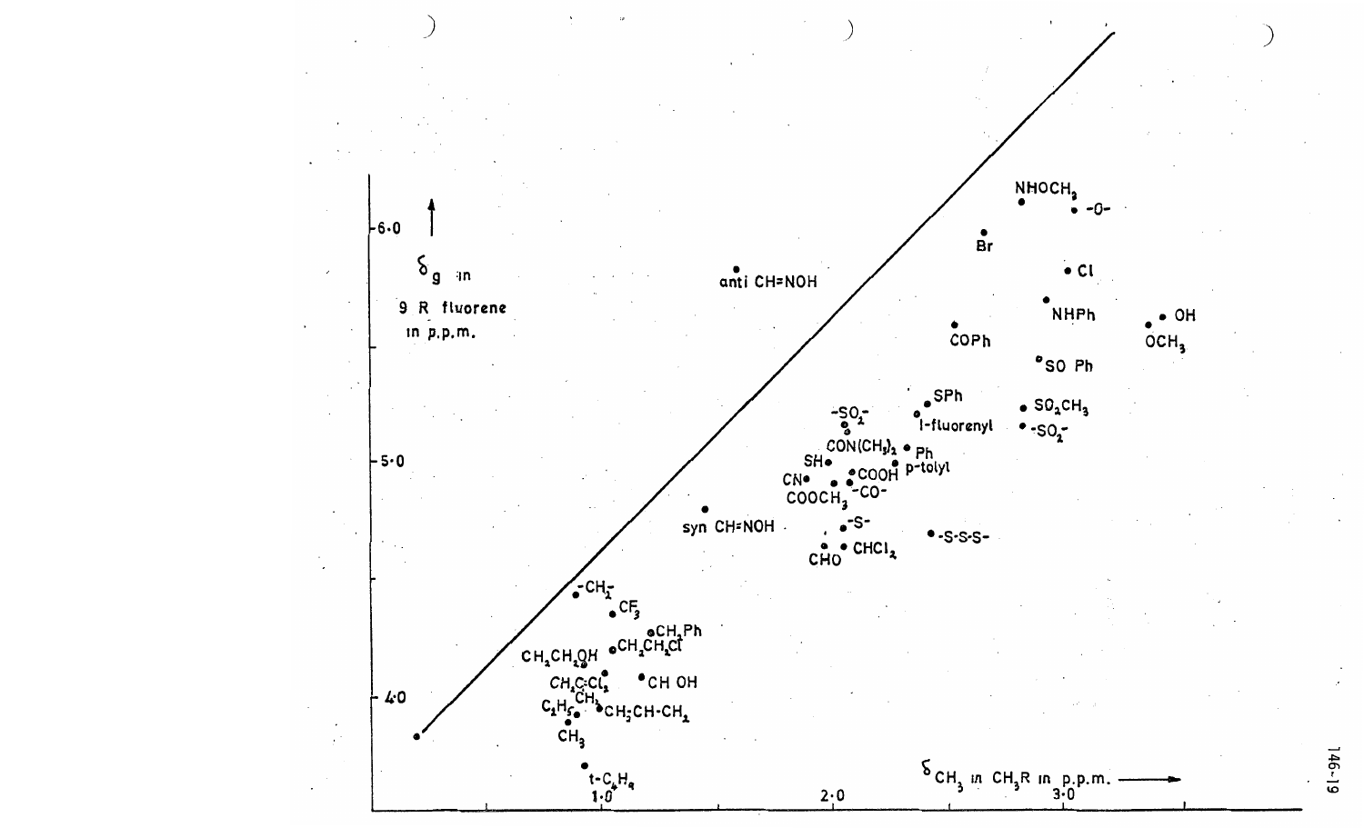$\delta_g$ in 9 R fluorene in p.p.m.

$\delta_{CH_3}$ in $CH_3R$ in p.p.m.

6·0

5·0

4·0

1·0

2·0

3·0

$NHOCH_3$

-O-

Br

Cl

anti CH=NOH

NHPh

OH

COPh

$OCH_3$

SO Ph

SPh

$-SO_2-$

$SO_2CH_3$

1-fluorenyl

$-SO_2-$

$CON(CH_3)_2$

Ph

SH

p-tolyl

CN

COOH

$COOCH_3$

-CO-

syn CH=NOH

-S-

-S-S-S-

CHO

$CHCl_2$

$-CH_2-$

$CF_3$

$CH_2Ph$

$CH_2CH_2OH$

$CH_2CH_2Cl$

$CH_2CCl_3$

CH OH

$C_2H_5$

$CH_3$

$CH_2CH-CH_2$

$CH_3$

t-$C_4H_9$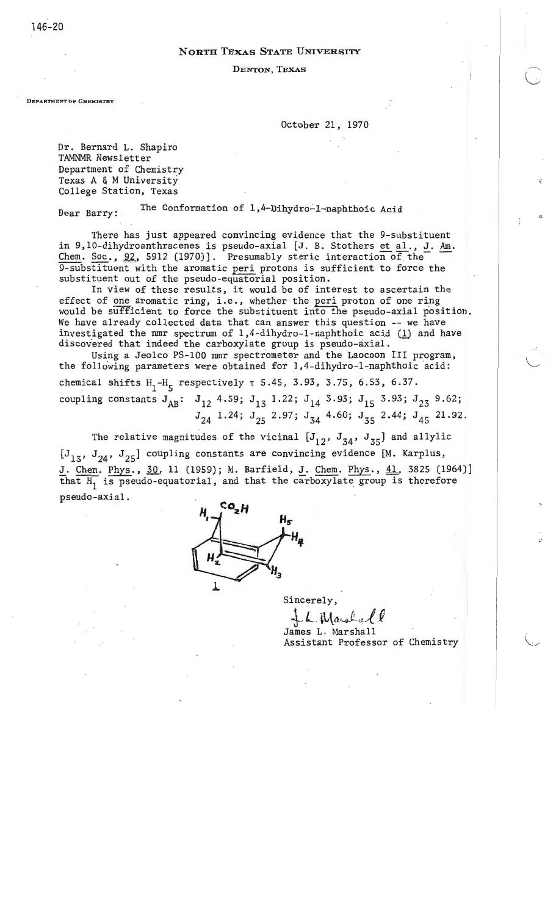**NORTH TEXAS STATE UNIVERSITY**

**DENTON, TEXAS**

DEPARTMENT OF CHEMISTRY

October 21, 1970

Dr. Bernard L. Shapiro
TAMNMR Newsletter
Department of Chemistry
Texas A & M University
College Station, Texas

Dear Barry: The Conformation of 1,4-Dihydro-1-naphthoic Acid

There has just appeared convincing evidence that the 9-substituent in 9,10-dihydroanthracenes is pseudo-axial [J. B. Stothers et al., J. Am. Chem. Soc., 92, 5912 (1970)]. Presumably steric interaction of the 9-substituent with the aromatic peri protons is sufficient to force the substituent out of the pseudo-equatorial position.

In view of these results, it would be of interest to ascertain the effect of one aromatic ring, i.e., whether the peri proton of one ring would be sufficient to force the substituent into the pseudo-axial position. We have already collected data that can answer this question -- we have investigated the nmr spectrum of 1,4-dihydro-1-naphthoic acid (1) and have discovered that indeed the carboxylate group is pseudo-axial.

Using a Jeolco PS-100 nmr spectrometer and the Laocoon III program, the following parameters were obtained for 1,4-dihydro-1-naphthoic acid:

chemical shifts $H_1$-$H_5$ respectively τ 5.45, 3.93, 3.75, 6.53, 6.37.

coupling constants $J_{AB}$: $J_{12}$ 4.59; $J_{13}$ 1.22; $J_{14}$ 3.93; $J_{15}$ 3.93; $J_{23}$ 9.62; $J_{24}$ 1.24; $J_{25}$ 2.97; $J_{34}$ 4.60; $J_{35}$ 2.44; $J_{45}$ 21.92.

The relative magnitudes of the vicinal [$J_{12}$, $J_{34}$, $J_{35}$] and allylic [$J_{13}$, $J_{24}$, $J_{25}$] coupling constants are convincing evidence [M. Karplus, J. Chem. Phys., 30, 11 (1959); M. Barfield, J. Chem. Phys., 41, 3825 (1964)] that $H_1$ is pseudo-equatorial, and that the carboxylate group is therefore pseudo-axial.

1

Sincerely,

James L. Marshall
Assistant Professor of Chemistry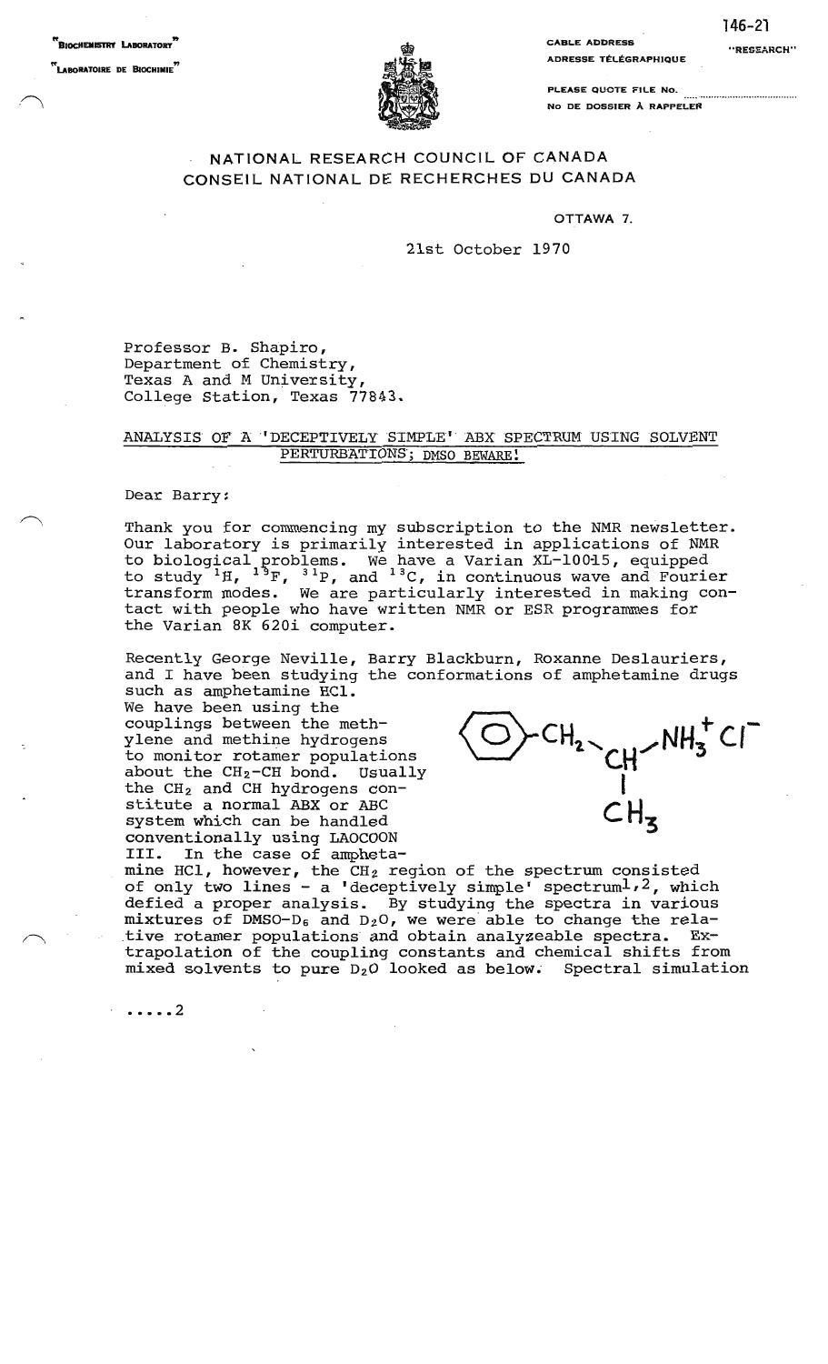146-21

"BIOCHEMISTRY LABORATORY"

"LABORATOIRE DE BIOCHIMIE"

CABLE ADDRESS
ADRESSE TÉLÉGRAPHIQUE "RESEARCH"

PLEASE QUOTE FILE NO. ......................
NO DE DOSSIER À RAPPELER

NATIONAL RESEARCH COUNCIL OF CANADA
CONSEIL NATIONAL DE RECHERCHES DU CANADA

OTTAWA 7.

21st October 1970

Professor B. Shapiro,
Department of Chemistry,
Texas A and M University,
College Station, Texas 77843.

ANALYSIS OF A 'DECEPTIVELY SIMPLE' ABX SPECTRUM USING SOLVENT PERTURBATIONS; DMSO BEWARE!

Dear Barry:

Thank you for commencing my subscription to the NMR newsletter. Our laboratory is primarily interested in applications of NMR to biological problems. We have a Varian XL-100-15, equipped to study $^{1}H$, $^{19}F$, $^{31}P$, and $^{13}C$, in continuous wave and Fourier transform modes. We are particularly interested in making contact with people who have written NMR or ESR programmes for the Varian 8K 620i computer.

Recently George Neville, Barry Blackburn, Roxanne Deslauriers, and I have been studying the conformations of amphetamine drugs such as amphetamine HCl.

$C_6H_5-CH_2-CH(CH_3)-NH_3^+\ Cl^-$

We have been using the couplings between the methylene and methine hydrogens to monitor rotamer populations about the $CH_2$-CH bond. Usually the $CH_2$ and CH hydrogens constitute a normal ABX or ABC system which can be handled conventionally using LAOCOON III. In the case of amphetamine HCl, however, the $CH_2$ region of the spectrum consisted of only two lines - a 'deceptively simple' spectrum[1,2], which defied a proper analysis. By studying the spectra in various mixtures of DMSO-$D_6$ and $D_2O$, we were able to change the relative rotamer populations and obtain analyzeable spectra. Extrapolation of the coupling constants and chemical shifts from mixed solvents to pure $D_2O$ looked as below. Spectral simulation

.....2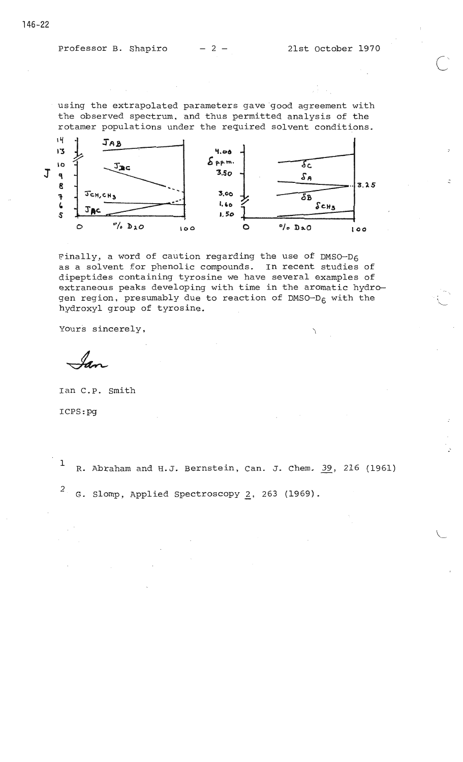using the extrapolated parameters gave good agreement with the observed spectrum, and thus permitted analysis of the rotamer populations under the required solvent conditions.

Finally, a word of caution regarding the use of DMSO-$D_6$ as a solvent for phenolic compounds. In recent studies of dipeptides containing tyrosine we have several examples of extraneous peaks developing with time in the aromatic hydrogen region, presumably due to reaction of DMSO-$D_6$ with the hydroxyl group of tyrosine.

Yours sincerely,

Ian

Ian C.P. Smith

ICPS:pg

---

[1] R. Abraham and H.J. Bernstein, Can. J. Chem. 39, 216 (1961)

[2] G. Slomp, Applied Spectroscopy 2, 263 (1969).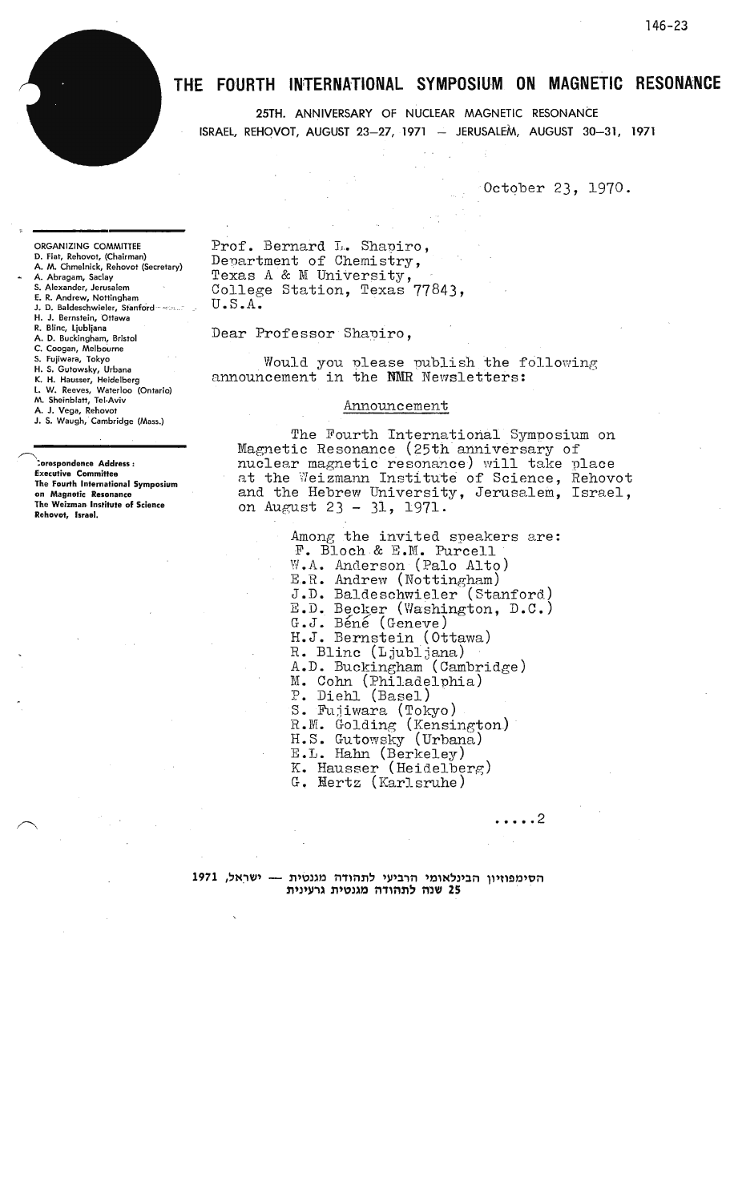# THE FOURTH INTERNATIONAL SYMPOSIUM ON MAGNETIC RESONANCE

25TH. ANNIVERSARY OF NUCLEAR MAGNETIC RESONANCE
ISRAEL, REHOVOT, AUGUST 23–27, 1971 — JERUSALEM, AUGUST 30–31, 1971

October 23, 1970.

**ORGANIZING COMMITTEE**
D. Fiat, Rehovot, (Chairman)
A. M. Chmelnick, Rehovot (Secretary)
A. Abragam, Saclay
S. Alexander, Jerusalem
E. R. Andrew, Nottingham
J. D. Baldeschwieler, Stanford
H. J. Bernstein, Ottawa
R. Blinc, Ljubljana
A. D. Buckingham, Bristol
C. Coogan, Melbourne
S. Fujiwara, Tokyo
H. S. Gutowsky, Urbana
K. H. Hausser, Heidelberg
L. W. Reeves, Waterloo (Ontario)
M. Sheinblatt, Tel-Aviv
A. J. Vega, Rehovot
J. S. Waugh, Cambridge (Mass.)

**Correspondence Address:**
Executive Committee
The Fourth International Symposium on Magnetic Resonance
The Weizman Institute of Science
Rehovot, Israel.

Prof. Bernard L. Shapiro,
Department of Chemistry,
Texas A & M University,
College Station, Texas 77843,
U.S.A.

Dear Professor Shapiro,

Would you please publish the following announcement in the NMR Newsletters:

Announcement

The Fourth International Symposium on Magnetic Resonance (25th anniversary of nuclear magnetic resonance) will take place at the Weizmann Institute of Science, Rehovot and the Hebrew University, Jerusalem, Israel, on August 23 - 31, 1971.

Among the invited speakers are:
F. Bloch & E.M. Purcell
W.A. Anderson (Palo Alto)
E.R. Andrew (Nottingham)
J.D. Baldeschwieler (Stanford)
E.D. Becker (Washington, D.C.)
G.J. Béné (Geneve)
H.J. Bernstein (Ottawa)
R. Blinc (Ljubljana)
A.D. Buckingham (Cambridge)
M. Cohn (Philadelphia)
P. Diehl (Basel)
S. Fujiwara (Tokyo)
R.M. Golding (Kensington)
H.S. Gutowsky (Urbana)
E.L. Hahn (Berkeley)
K. Hausser (Heidelberg)
G. Hertz (Karlsruhe)

.....2

הסימפוזיון הבינלאומי הרביעי לתהודה מגנטית — ישראל, 1971
25 שנה לתהודה מגנטית גרעינית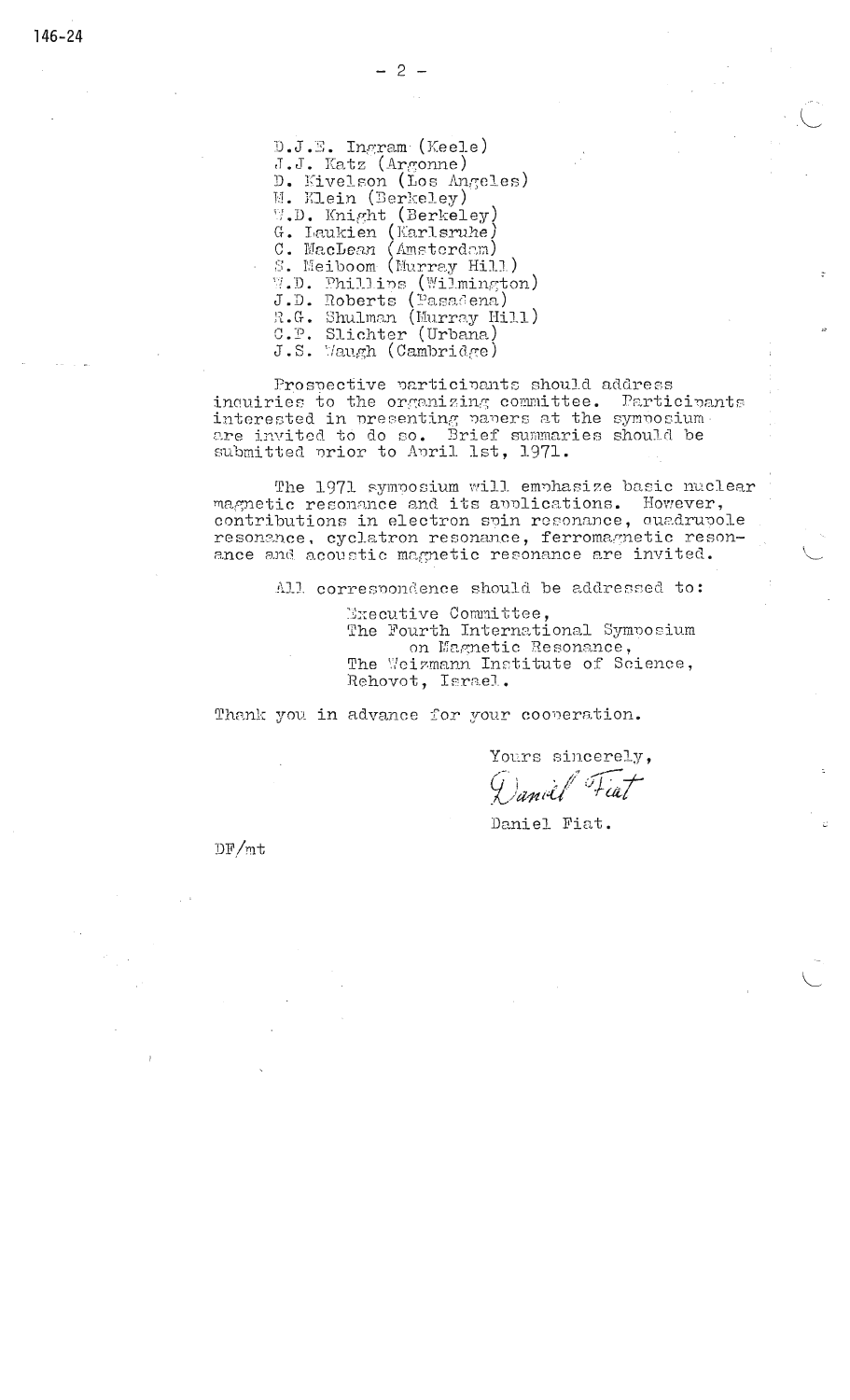D.J.E. Ingram (Keele)
J.J. Katz (Argonne)
D. Kivelson (Los Angeles)
M. Klein (Berkeley)
W.D. Knight (Berkeley)
G. Laukien (Karlsruhe)
C. MacLean (Amsterdam)
S. Meiboom (Murray Hill)
W.D. Phillips (Wilmington)
J.D. Roberts (Pasadena)
R.G. Shulman (Murray Hill)
C.P. Slichter (Urbana)
J.S. Waugh (Cambridge)

Prospective participants should address inquiries to the organizing committee. Participants interested in presenting papers at the symposium are invited to do so. Brief summaries should be submitted prior to April 1st, 1971.

The 1971 symposium will emphasize basic nuclear magnetic resonance and its applications. However, contributions in electron spin resonance, quadrupole resonance, cyclatron resonance, ferromagnetic resonance and acoustic magnetic resonance are invited.

All correspondence should be addressed to:

Executive Committee,
The Fourth International Symposium on Magnetic Resonance,
The Weizmann Institute of Science,
Rehovot, Israel.

Thank you in advance for your cooperation.

Yours sincerely,

Daniel Fiat

Daniel Fiat.

DF/mt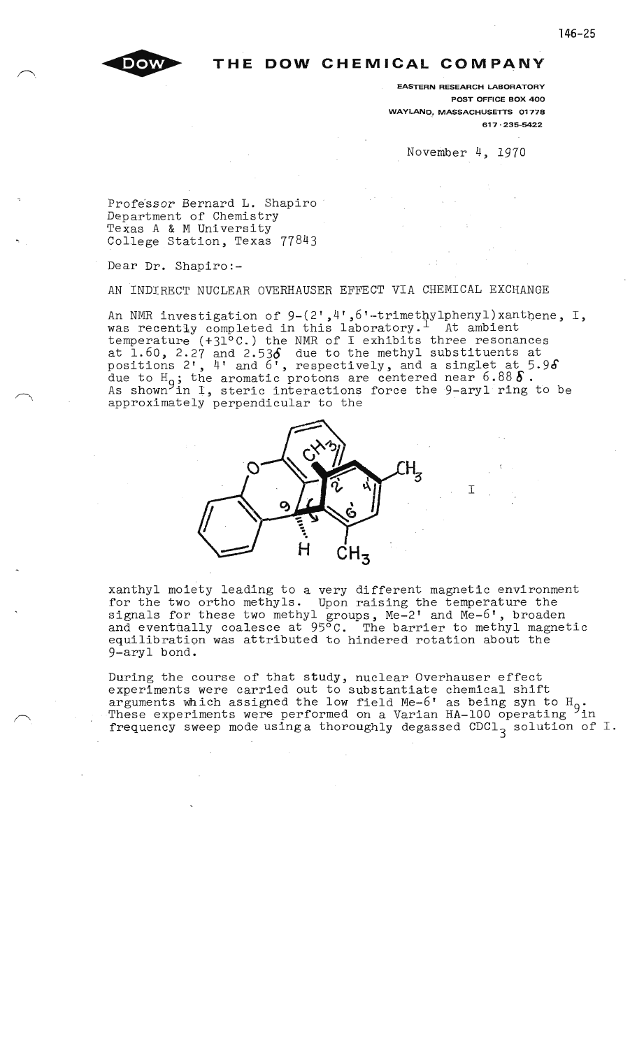THE DOW CHEMICAL COMPANY

EASTERN RESEARCH LABORATORY
POST OFFICE BOX 400
WAYLAND, MASSACHUSETTS 01778
617·235-5422

November 4, 1970

Professor Bernard L. Shapiro
Department of Chemistry
Texas A & M University
College Station, Texas 77843

Dear Dr. Shapiro:-

AN INDIRECT NUCLEAR OVERHAUSER EFFECT VIA CHEMICAL EXCHANGE

An NMR investigation of 9-(2',4',6'-trimethylphenyl)xanthene, I, was recently completed in this laboratory.[1] At ambient temperature (+31°C.) the NMR of I exhibits three resonances at 1.60, 2.27 and 2.53$\delta$ due to the methyl substituents at positions 2', 4' and 6', respectively, and a singlet at 5.9$\delta$ due to $H_9$; the aromatic protons are centered near 6.88$\delta$. As shown in I, steric interactions force the 9-aryl ring to be approximately perpendicular to the xanthyl moiety leading to a very different magnetic environment for the two ortho methyls. Upon raising the temperature the signals for these two methyl groups, Me-2' and Me-6', broaden and eventually coalesce at 95°C. The barrier to methyl magnetic equilibration was attributed to hindered rotation about the 9-aryl bond.

During the course of that study, nuclear Overhauser effect experiments were carried out to substantiate chemical shift arguments which assigned the low field Me-6' as being syn to $H_9$. These experiments were performed on a Varian HA-100 operating in frequency sweep mode using a thoroughly degassed $CDCl_3$ solution of I.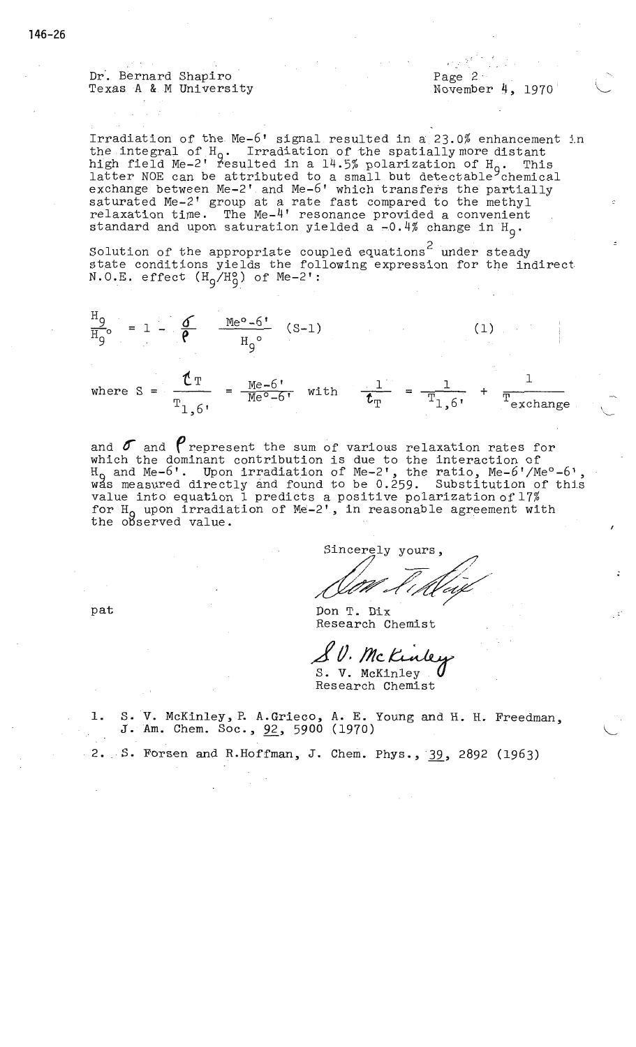Dr. Bernard Shapiro
Texas A & M University

Page 2
November 4, 1970

Irradiation of the Me-6' signal resulted in a 23.0% enhancement in the integral of $H_9$. Irradiation of the spatially more distant high field Me-2' resulted in a 14.5% polarization of $H_9$. This latter NOE can be attributed to a small but detectable chemical exchange between Me-2' and Me-6' which transfers the partially saturated Me-2' group at a rate fast compared to the methyl relaxation time. The Me-4' resonance provided a convenient standard and upon saturation yielded a -0.4% change in $H_9$.

Solution of the appropriate coupled equations[2] under steady state conditions yields the following expression for the indirect N.O.E. effect ($H_9/H_9^o$) of Me-2':

$$\frac{H_9}{H_9^{o}} = 1 - \frac{\sigma}{\rho} \quad \frac{Me^{o}\text{-}6'}{H_9^{o}} \quad (S-1) \qquad (1)$$

$$\text{where } S = \frac{\tau_T}{T_{1,6'}} = \frac{Me\text{-}6'}{Me^{o}\text{-}6'} \quad \text{with} \quad \frac{1}{\tau_T} = \frac{1}{T_{1,6'}} + \frac{1}{T_{exchange}}$$

and $\sigma$ and $\rho$ represent the sum of various relaxation rates for which the dominant contribution is due to the interaction of $H_9$ and Me-6'. Upon irradiation of Me-2', the ratio, Me-6'/Me°-6', was measured directly and found to be 0.259. Substitution of this value into equation 1 predicts a positive polarization of 17% for $H_9$ upon irradiation of Me-2', in reasonable agreement with the observed value.

Sincerely yours,

Don T. Dix
Research Chemist

S. V. McKinley
Research Chemist

pat

1. S. V. McKinley, P. A. Grieco, A. E. Young and H. H. Freedman, J. Am. Chem. Soc., 92, 5900 (1970)
2. S. Forsen and R. Hoffman, J. Chem. Phys., 39, 2892 (1963)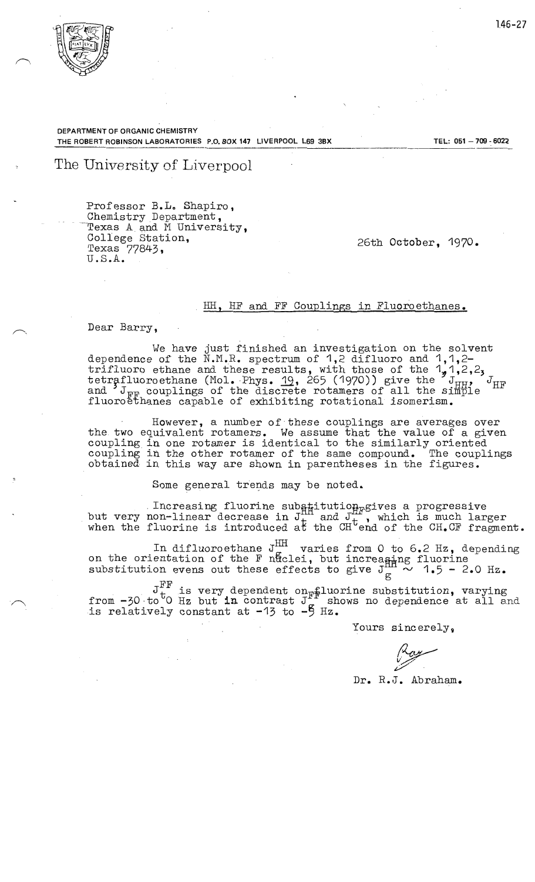DEPARTMENT OF ORGANIC CHEMISTRY
THE ROBERT ROBINSON LABORATORIES P.O. BOX 147 LIVERPOOL L69 3BX

TEL: 051 – 709 - 6022

The University of Liverpool

Professor B.L. Shapiro,
Chemistry Department,
Texas A and M University,
College Station,
Texas 77843,
U.S.A.

26th October, 1970.

HH, HF and FF Couplings in Fluoroethanes.

Dear Barry,

We have just finished an investigation on the solvent dependence of the N.M.R. spectrum of 1,2 difluoro and 1,1,2-trifluoro ethane and these results, with those of the 1,1,2,2, tetrafluoroethane (Mol. Phys. 19, 265 (1970)) give the $^3J_{HH}$, $J_{HF}$ and $^3J_{FF}$ couplings of the discrete rotamers of all the simple fluoroethanes capable of exhibiting rotational isomerism.

However, a number of these couplings are averages over the two equivalent rotamers. We assume that the value of a given coupling in one rotamer is identical to the similarly oriented coupling in the other rotamer of the same compound. The couplings obtained in this way are shown in parentheses in the figures.

Some general trends may be noted.

Increasing fluorine substitution gives a progressive but very non-linear decrease in $J_t^{HH}$ and $J_t^{HF}$, which is much larger when the fluorine is introduced at the $CH^b$ end of the CH.CF fragment.

In difluoroethane $J_g^{HH}$ varies from 0 to 6.2 Hz, depending on the orientation of the F nuclei, but increasing fluorine substitution evens out these effects to give $J_g^{HH} \sim$ 1.5 - 2.0 Hz.

$J_t^{FF}$ is very dependent on fluorine substitution, varying from -30 to 0 Hz but in contrast $J_g^{FF}$ shows no dependence at all and is relatively constant at -13 to -8 Hz.

Yours sincerely,

Dr. R.J. Abraham.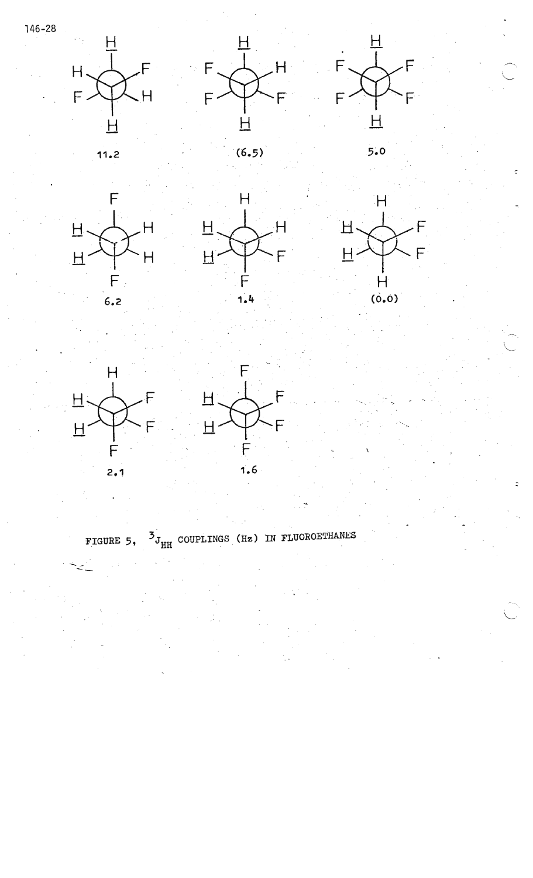11.2

(6.5)

5.0

6.2

1.4

(0.0)

2.1

1.6

FIGURE 5, $^{3}J_{HH}$ COUPLINGS (Hz) IN FLUOROETHANES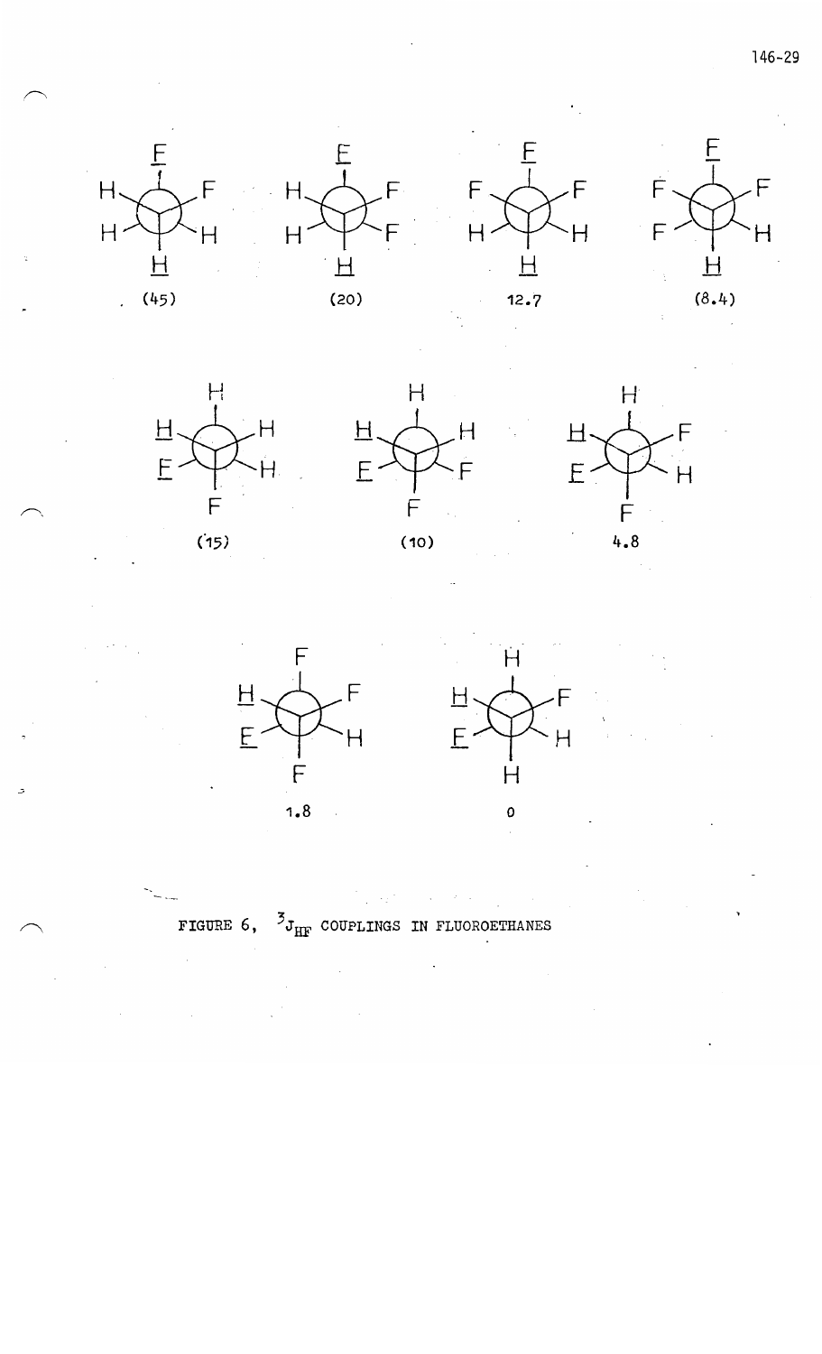(45) (20) 12.7 (8.4)

(15) (10) 4.8

1.8 0

FIGURE 6, $^{3}J_{HF}$ COUPLINGS IN FLUOROETHANES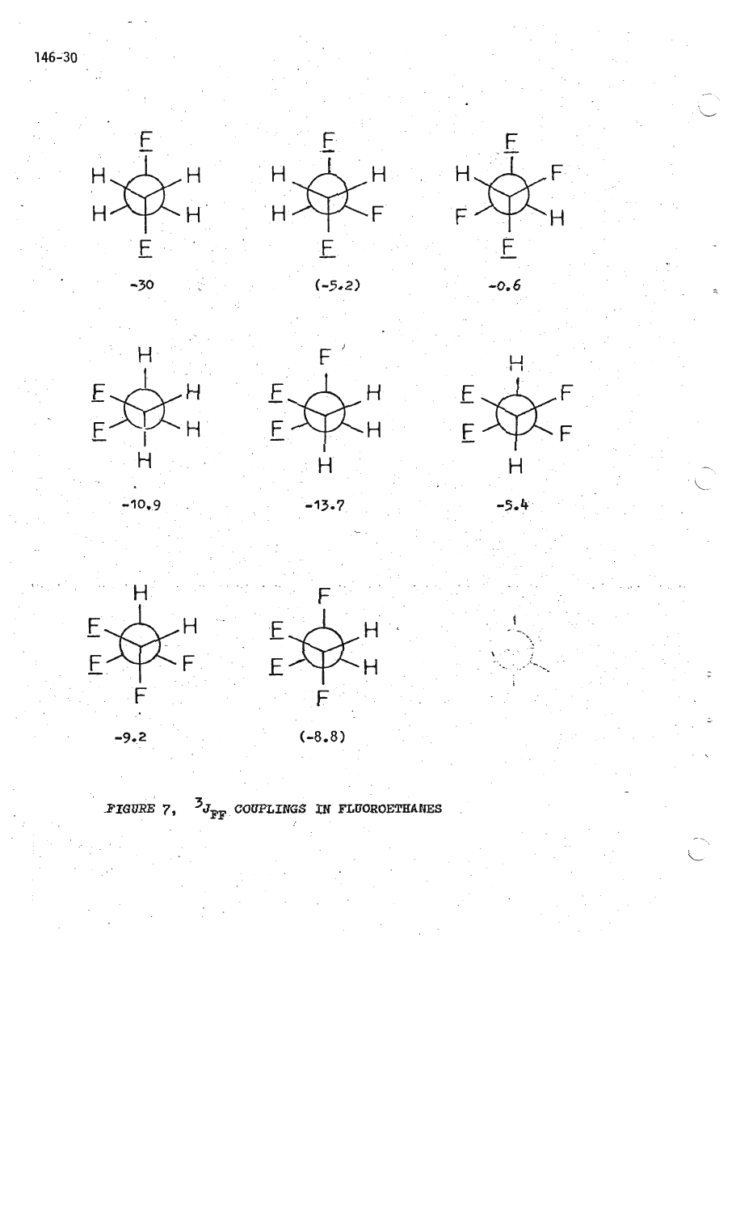-30

(-5.2)

-0.6

-10.9

-13.7

-5.4

-9.2

(-8.8)

*FIGURE 7, $^{3}J_{FF}$ COUPLINGS IN FLUOROETHANES*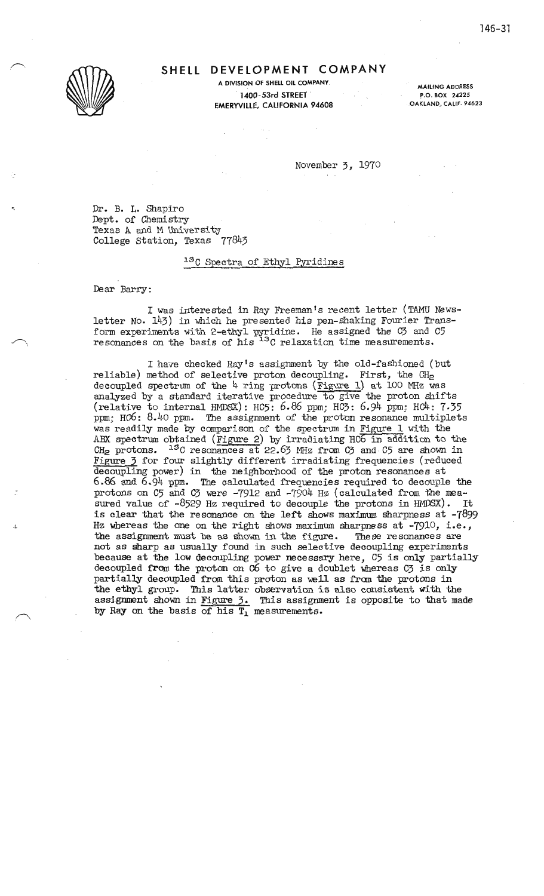**SHELL DEVELOPMENT COMPANY**

A DIVISION OF SHELL OIL COMPANY

1400-53rd STREET

EMERYVILLE, CALIFORNIA 94608

MAILING ADDRESS

P.O. BOX 24225

OAKLAND, CALIF. 94623

November 3, 1970

Dr. B. L. Shapiro
Dept. of Chemistry
Texas A and M University
College Station, Texas 77843

$^{13}C$ Spectra of Ethyl Pyridines

Dear Barry:

I was interested in Ray Freeman's recent letter (TAMU Newsletter No. 143) in which he presented his pen-shaking Fourier Transform experiments with 2-ethyl pyridine. He assigned the C3 and C5 resonances on the basis of his $^{13}C$ relaxation time measurements.

I have checked Ray's assignment by the old-fashioned (but reliable) method of selective proton decoupling. First, the $CH_2$ decoupled spectrum of the 4 ring protons (Figure 1) at 100 MHz was analyzed by a standard iterative procedure to give the proton shifts (relative to internal HMDSX): HC5: 6.86 ppm; HC3: 6.94 ppm; HC4: 7.35 ppm; HC6: 8.40 ppm. The assignment of the proton resonance multiplets was readily made by comparison of the spectrum in Figure 1 with the ABX spectrum obtained (Figure 2) by irradiating HC6 in addition to the $CH_2$ protons. $^{13}C$ resonances at 22.63 MHz from C3 and C5 are shown in Figure 3 for four slightly different irradiating frequencies (reduced decoupling power) in the neighborhood of the proton resonances at 6.86 and 6.94 ppm. The calculated frequencies required to decouple the protons on C5 and C3 were -7912 and -7904 Hz (calculated from the measured value of -8529 Hz required to decouple the protons in HMDSX). It is clear that the resonance on the left shows maximum sharpness at -7899 Hz whereas the one on the right shows maximum sharpness at -7910, i.e., the assignment must be as shown in the figure. These resonances are not as sharp as usually found in such selective decoupling experiments because at the low decoupling power necessary here, C5 is only partially decoupled from the proton on C6 to give a doublet whereas C3 is only partially decoupled from this proton as well as from the protons in the ethyl group. This latter observation is also consistent with the assignment shown in Figure 3. This assignment is opposite to that made by Ray on the basis of his $T_1$ measurements.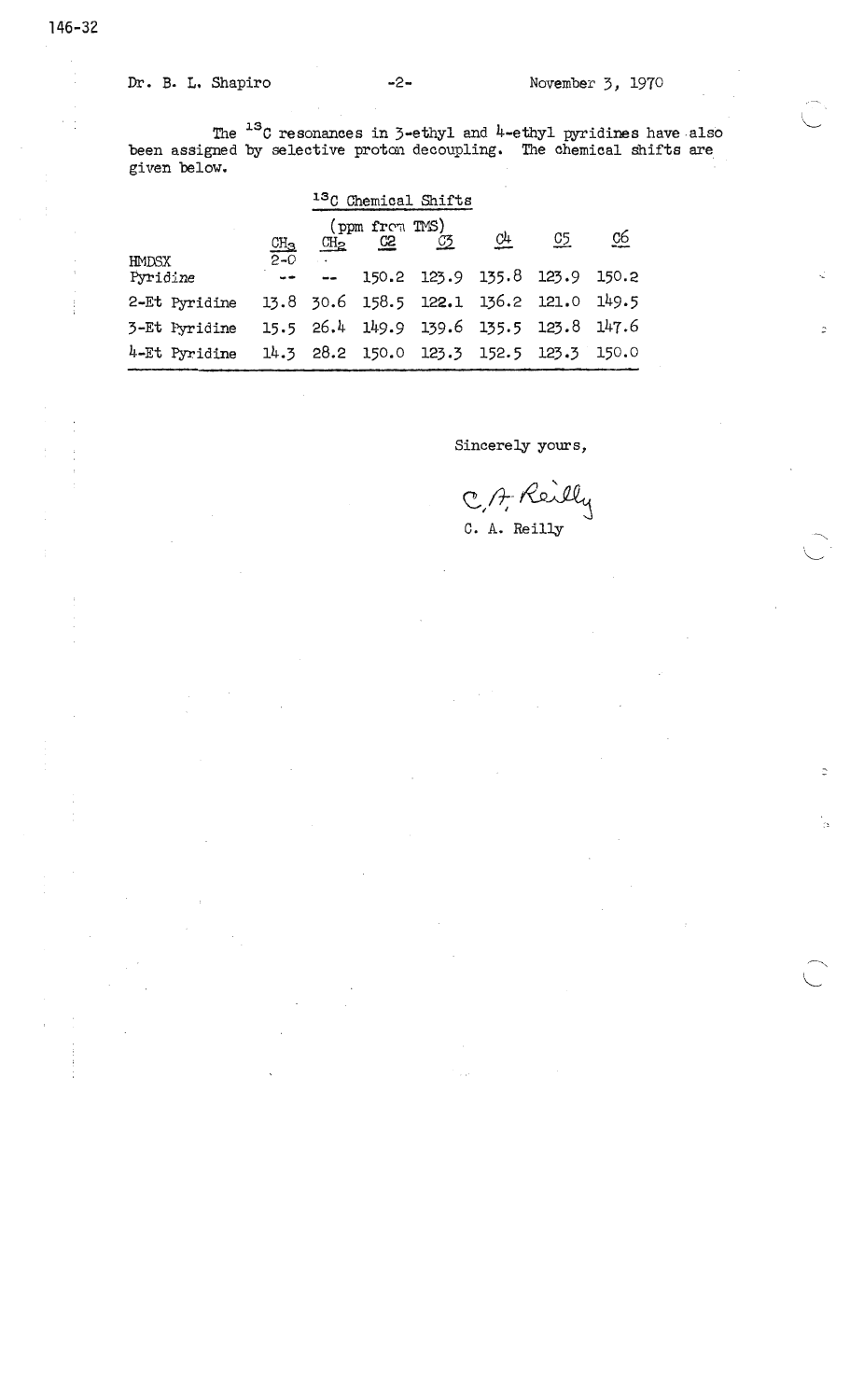Dr. B. L. Shapiro

November 3, 1970

The $^{13}C$ resonances in 3-ethyl and 4-ethyl pyridines have also been assigned by selective proton decoupling. The chemical shifts are given below.

| | $^{13}C$ Chemical Shifts (ppm from TMS) | | | | | | |
|---|---|---|---|---|---|---|---|
| | $CH_3$ | $CH_2$ | C2 | C3 | C4 | C5 | C6 |
| HMDSX | 2-0 | | | | | | |
| Pyridine | -- | -- | 150.2 | 123.9 | 135.8 | 123.9 | 150.2 |
| 2-Et Pyridine | 13.8 | 30.6 | 158.5 | 122.1 | 136.2 | 121.0 | 149.5 |
| 3-Et Pyridine | 15.5 | 26.4 | 149.9 | 139.6 | 135.5 | 123.8 | 147.6 |
| 4-Et Pyridine | 14.3 | 28.2 | 150.0 | 123.3 | 152.5 | 123.3 | 150.0 |

Sincerely yours,

C. A. Reilly

C. A. Reilly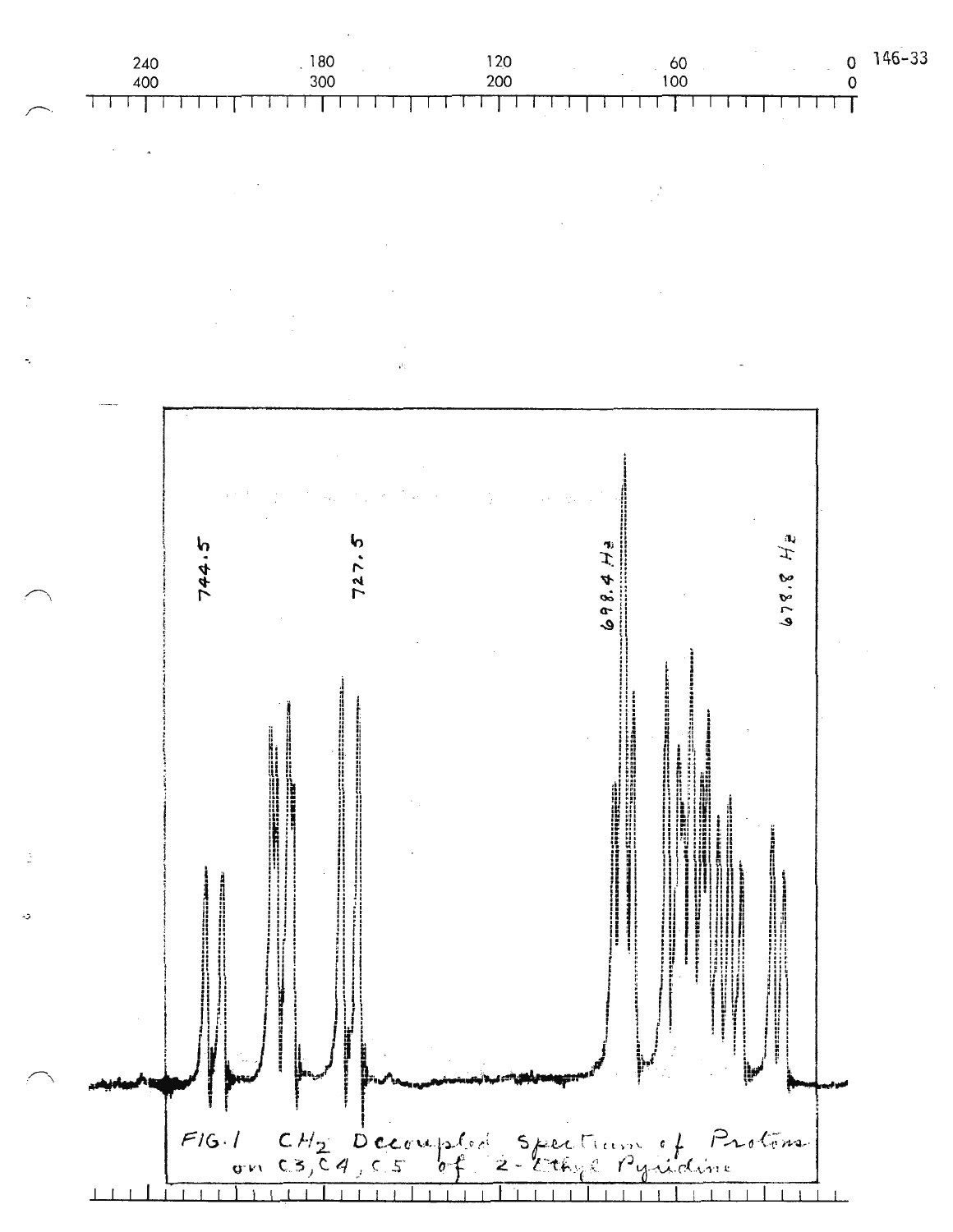146-33

FIG. 1 $CH_2$ Decoupled Spectrum of Protons on C3, C4, C5 of 2-Ethyl Pyridine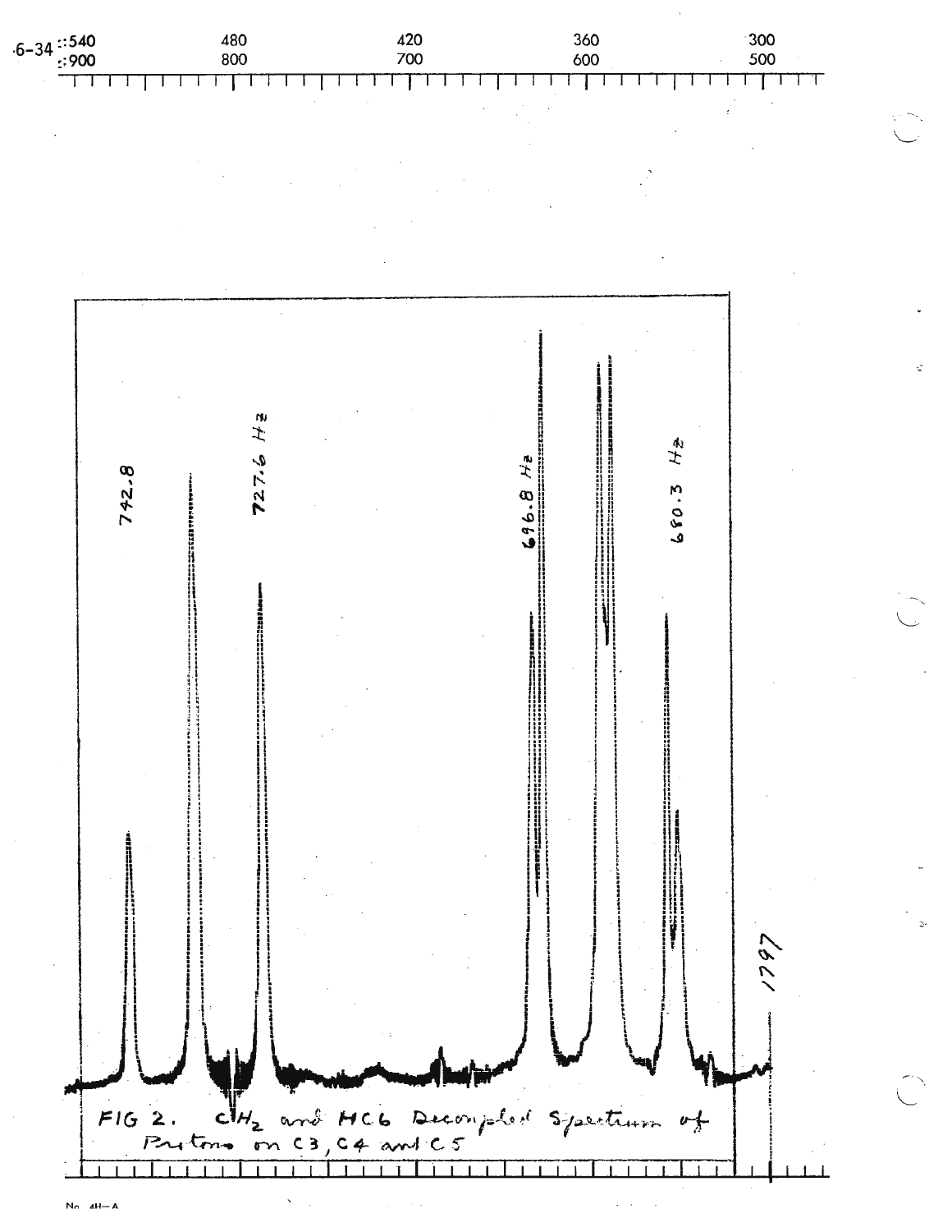FIG 2. $CH_2$ and HC6 Decoupled Spectrum of Protons on C3, C4 and C5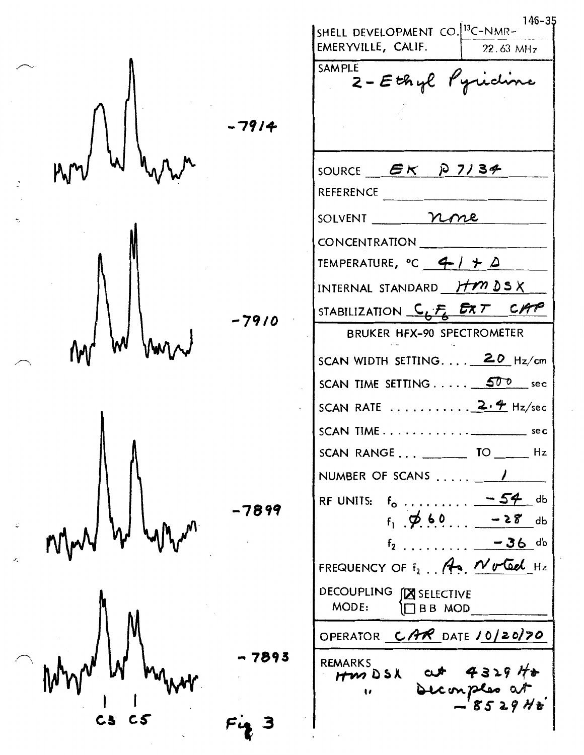146-35

| | |
|---|---|
| SHELL DEVELOPMENT CO. EMERYVILLE, CALIF. | $^{13}C$-NMR- 22.63 MHz |
| SAMPLE | 2-Ethyl Pyridine |
| SOURCE | EK P 7134 |
| REFERENCE | |
| SOLVENT | none |
| CONCENTRATION | |
| TEMPERATURE, °C | 41 + Δ |
| INTERNAL STANDARD | HMDSX |
| STABILIZATION | $C_6F_6$ EXT CAP |

BRUKER HFX-90 SPECTROMETER

| | |
|---|---|
| SCAN WIDTH SETTING | 20 Hz/cm |
| SCAN TIME SETTING | 500 sec |
| SCAN RATE | 2.4 Hz/sec |
| SCAN TIME | sec |
| SCAN RANGE | TO Hz |
| NUMBER OF SCANS | 1 |
| RF UNITS: $f_0$ | -54 db |
| $f_1$ Ø 60 | -28 db |
| $f_2$ | -36 db |
| FREQUENCY OF $f_2$ | As Noted Hz |
| DECOUPLING MODE: | ☒ SELECTIVE ☐ BB MOD |
| OPERATOR | CAR |
| DATE | 10/20/70 |

REMARKS
HMDSX at 4329 Hz
" Decouples at -8529 Hz

-7914

-7910

-7899

-7893

C3 C5

Fig 3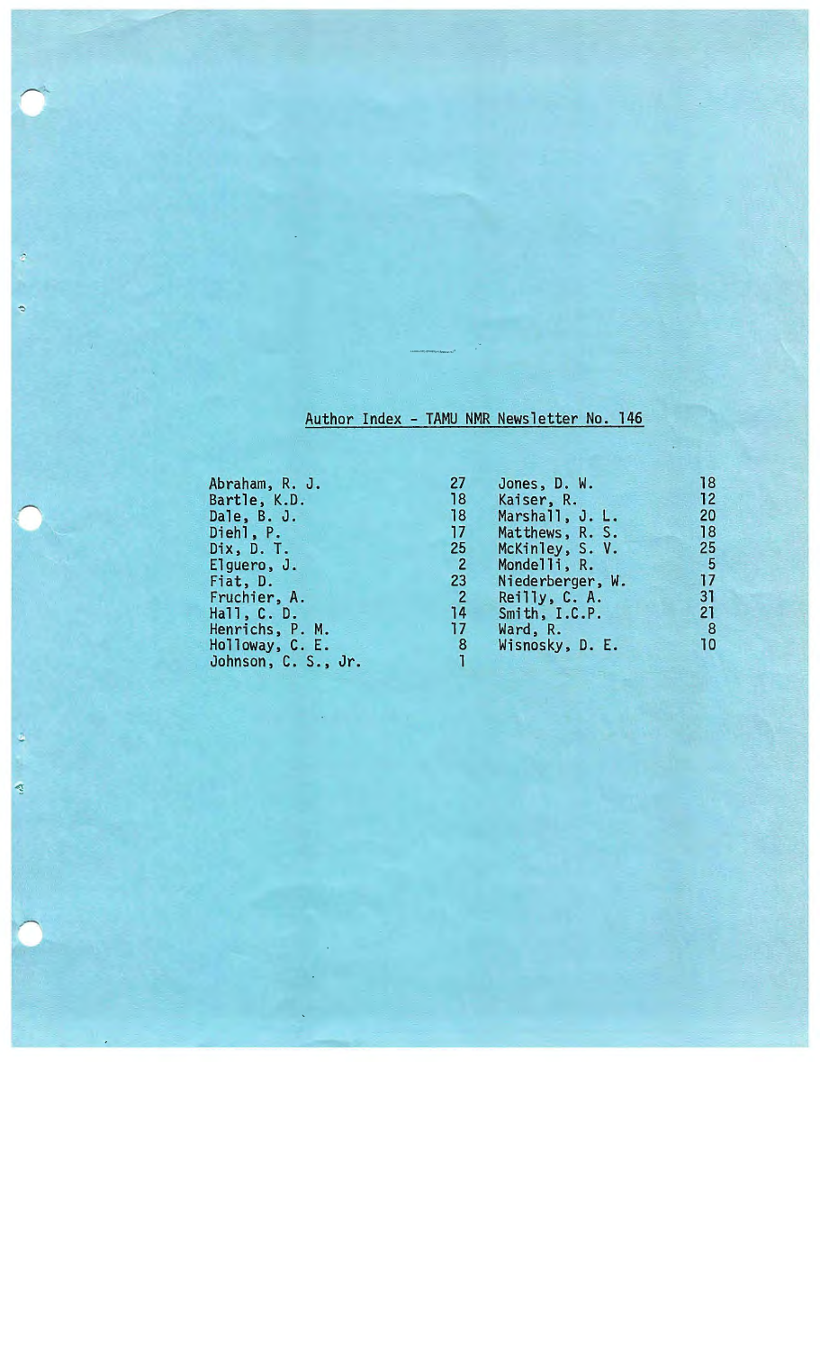## Author Index - TAMU NMR Newsletter No. 146

| | | | |
|---|---|---|---|
| Abraham, R. J. | 27 | Jones, D. W. | 18 |
| Bartle, K.D. | 18 | Kaiser, R. | 12 |
| Dale, B. J. | 18 | Marshall, J. L. | 20 |
| Diehl, P. | 17 | Matthews, R. S. | 18 |
| Dix, D. T. | 25 | McKinley, S. V. | 25 |
| Elguero, J. | 2 | Mondelli, R. | 5 |
| Fiat, D. | 23 | Niederberger, W. | 17 |
| Fruchier, A. | 2 | Reilly, C. A. | 31 |
| Hall, C. D. | 14 | Smith, I.C.P. | 21 |
| Henrichs, P. M. | 17 | Ward, R. | 8 |
| Holloway, C. E. | 8 | Wisnosky, D. E. | 10 |
| Johnson, C. S., Jr. | 1 | | |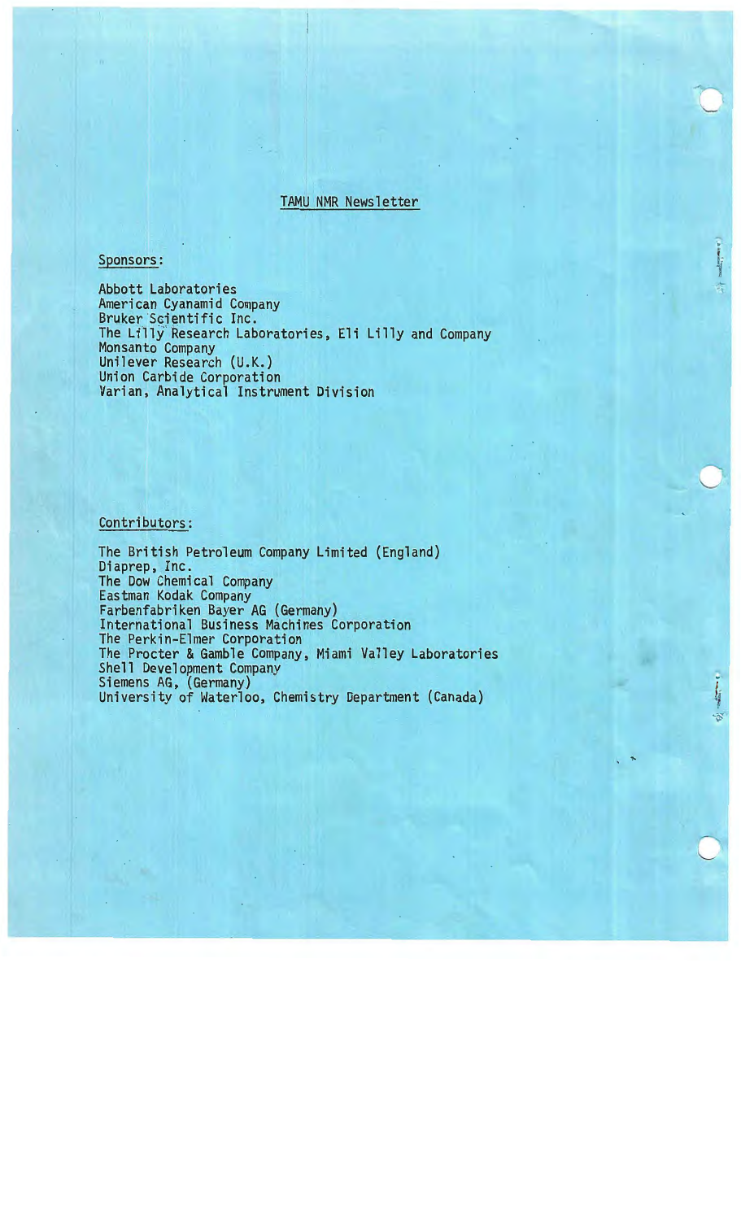# TAMU NMR Newsletter

## Sponsors:

Abbott Laboratories
American Cyanamid Company
Bruker Scientific Inc.
The Lilly Research Laboratories, Eli Lilly and Company
Monsanto Company
Unilever Research (U.K.)
Union Carbide Corporation
Varian, Analytical Instrument Division

## Contributors:

The British Petroleum Company Limited (England)
Diaprep, Inc.
The Dow Chemical Company
Eastman Kodak Company
Farbenfabriken Bayer AG (Germany)
International Business Machines Corporation
The Perkin-Elmer Corporation
The Procter & Gamble Company, Miami Valley Laboratories
Shell Development Company
Siemens AG, (Germany)
University of Waterloo, Chemistry Department (Canada)